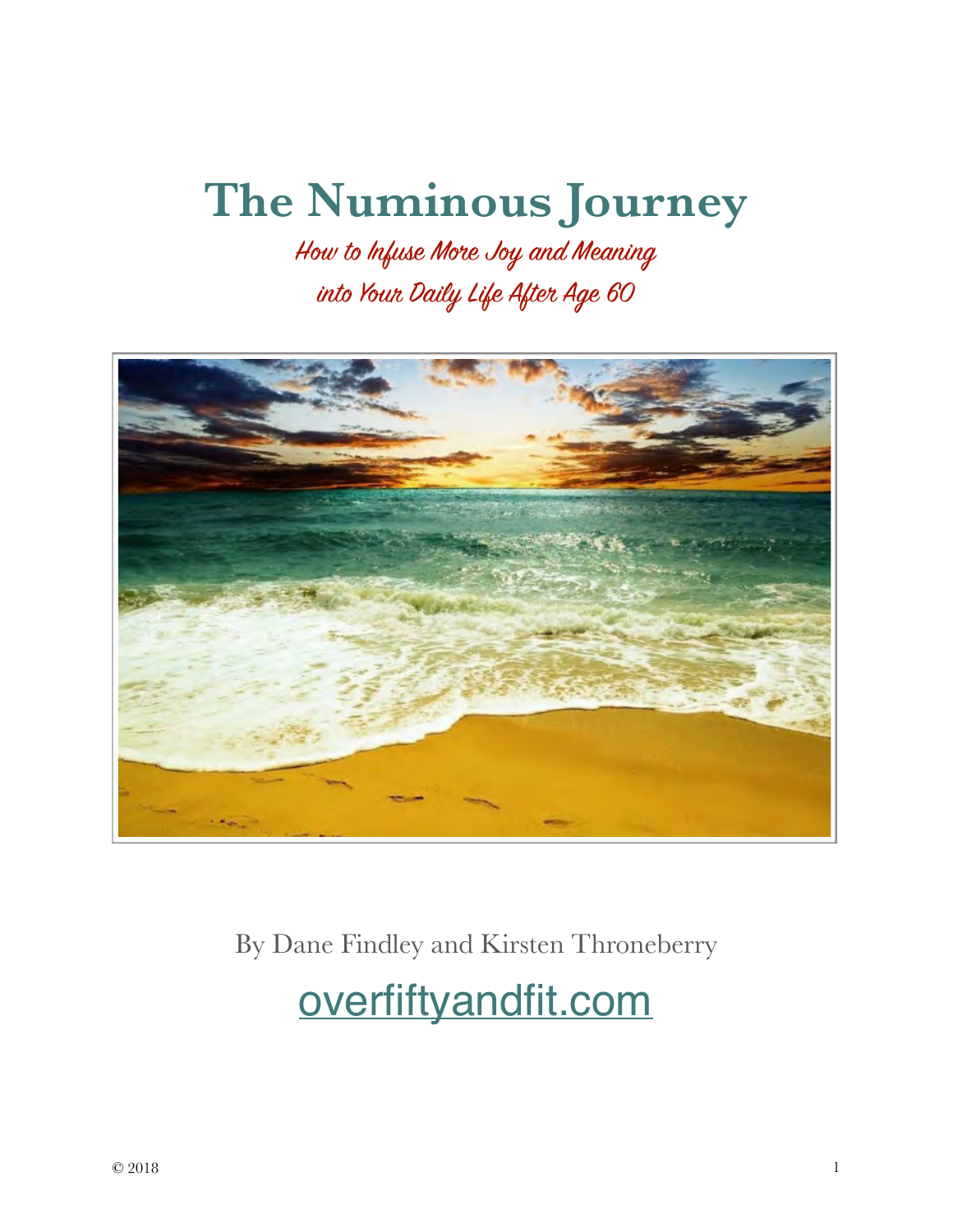# The Numinous Journey

*How to Infuse More Joy and Meaning into Your Daily Life After Age 60*

By Dane Findley and Kirsten Throneberry

overfiftyandfit.com

© 2018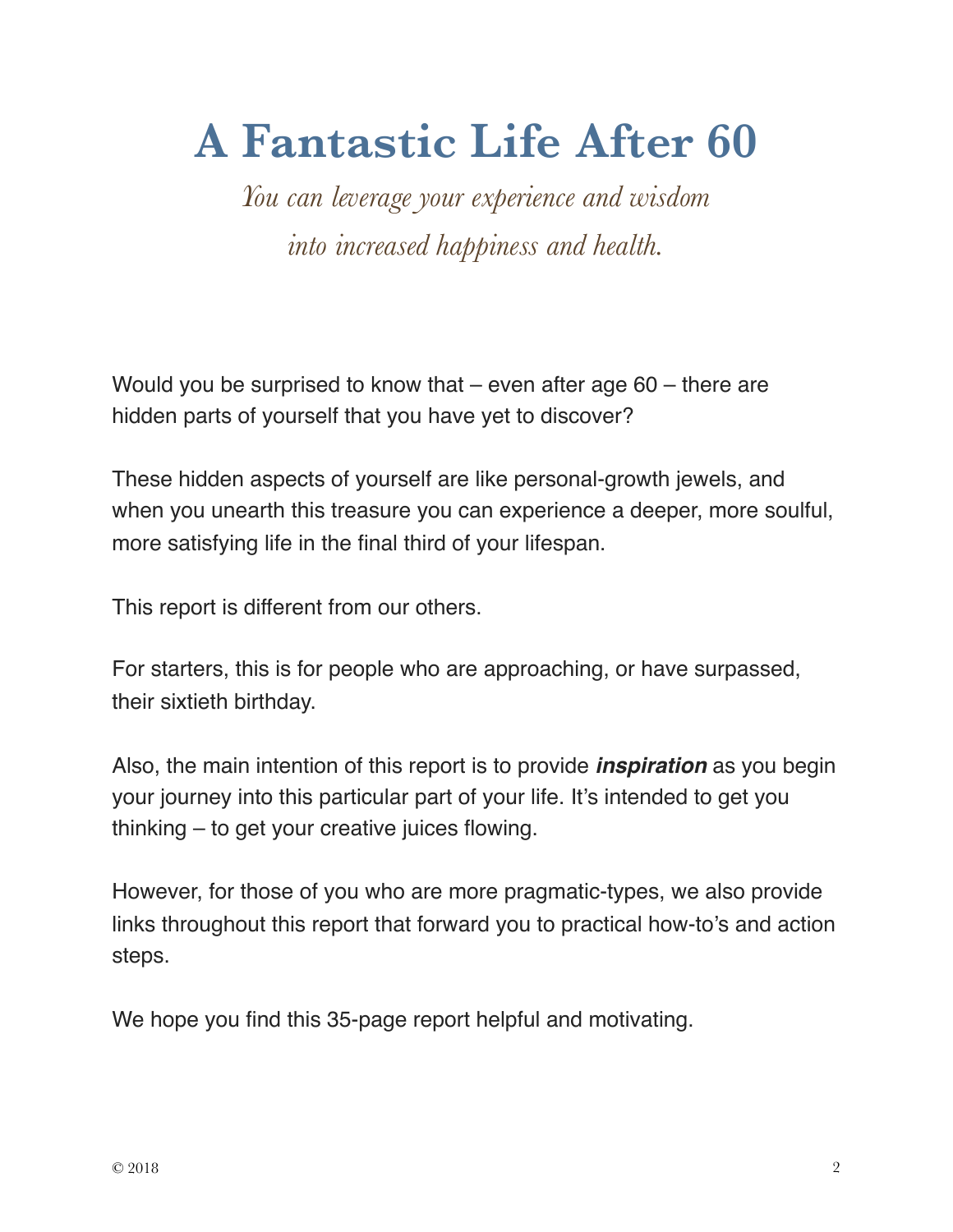# A Fantastic Life After 60

*You can leverage your experience and wisdom into increased happiness and health.*

Would you be surprised to know that – even after age 60 – there are hidden parts of yourself that you have yet to discover?

These hidden aspects of yourself are like personal-growth jewels, and when you unearth this treasure you can experience a deeper, more soulful, more satisfying life in the final third of your lifespan.

This report is different from our others.

For starters, this is for people who are approaching, or have surpassed, their sixtieth birthday.

Also, the main intention of this report is to provide ***inspiration*** as you begin your journey into this particular part of your life. It's intended to get you thinking – to get your creative juices flowing.

However, for those of you who are more pragmatic-types, we also provide links throughout this report that forward you to practical how-to's and action steps.

We hope you find this 35-page report helpful and motivating.

© 2018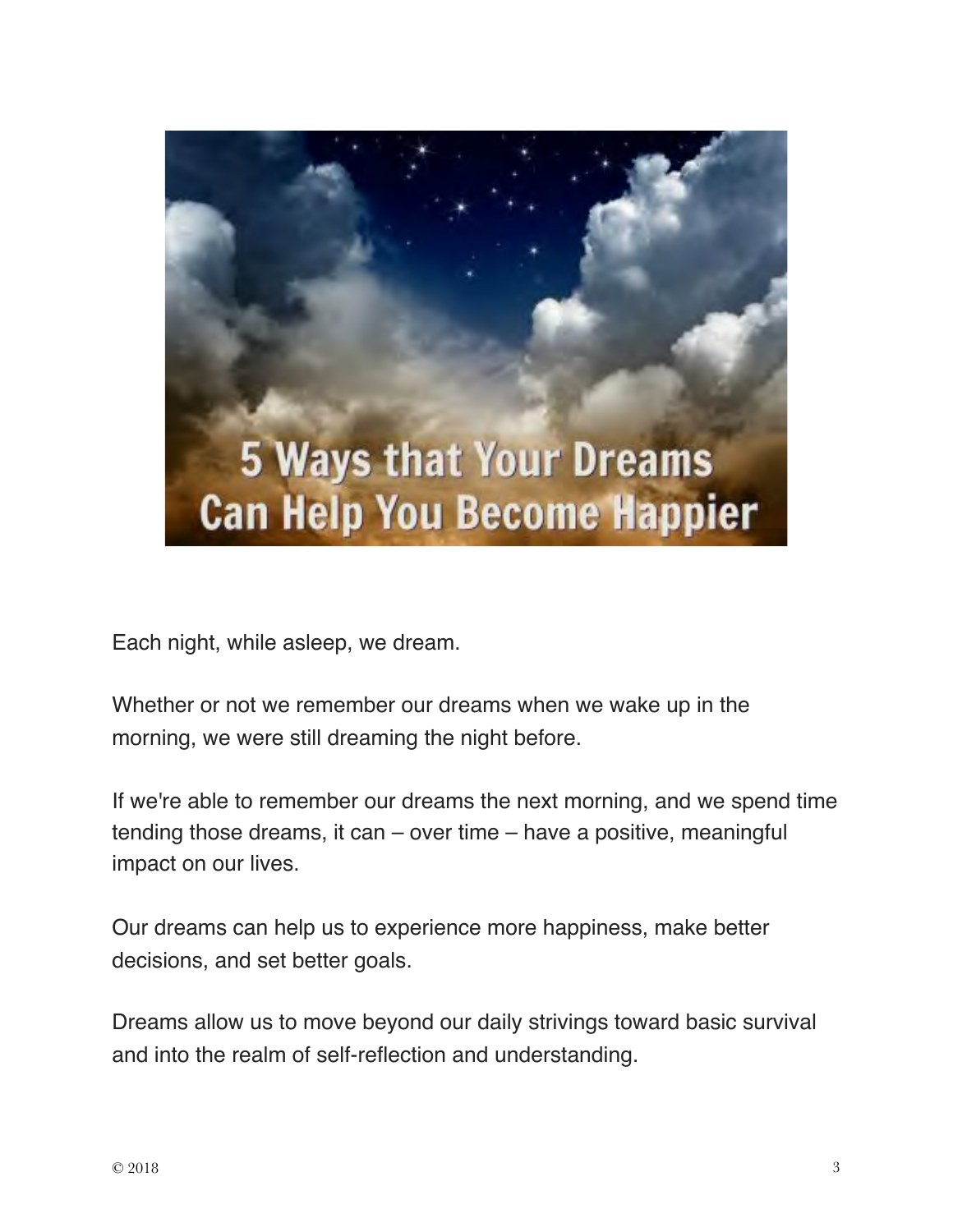# 5 Ways that Your Dreams Can Help You Become Happier

Each night, while asleep, we dream.

Whether or not we remember our dreams when we wake up in the morning, we were still dreaming the night before.

If we're able to remember our dreams the next morning, and we spend time tending those dreams, it can – over time – have a positive, meaningful impact on our lives.

Our dreams can help us to experience more happiness, make better decisions, and set better goals.

Dreams allow us to move beyond our daily strivings toward basic survival and into the realm of self-reflection and understanding.

© 2018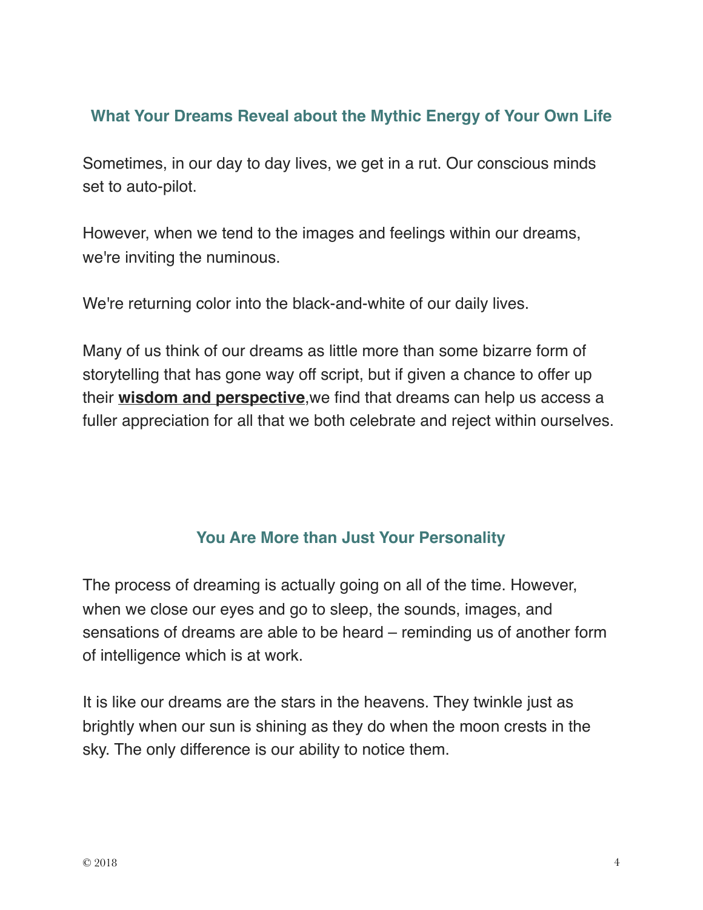## What Your Dreams Reveal about the Mythic Energy of Your Own Life

Sometimes, in our day to day lives, we get in a rut. Our conscious minds set to auto-pilot.

However, when we tend to the images and feelings within our dreams, we're inviting the numinous.

We're returning color into the black-and-white of our daily lives.

Many of us think of our dreams as little more than some bizarre form of storytelling that has gone way off script, but if given a chance to offer up their **wisdom and perspective**,we find that dreams can help us access a fuller appreciation for all that we both celebrate and reject within ourselves.

## You Are More than Just Your Personality

The process of dreaming is actually going on all of the time. However, when we close our eyes and go to sleep, the sounds, images, and sensations of dreams are able to be heard – reminding us of another form of intelligence which is at work.

It is like our dreams are the stars in the heavens. They twinkle just as brightly when our sun is shining as they do when the moon crests in the sky. The only difference is our ability to notice them.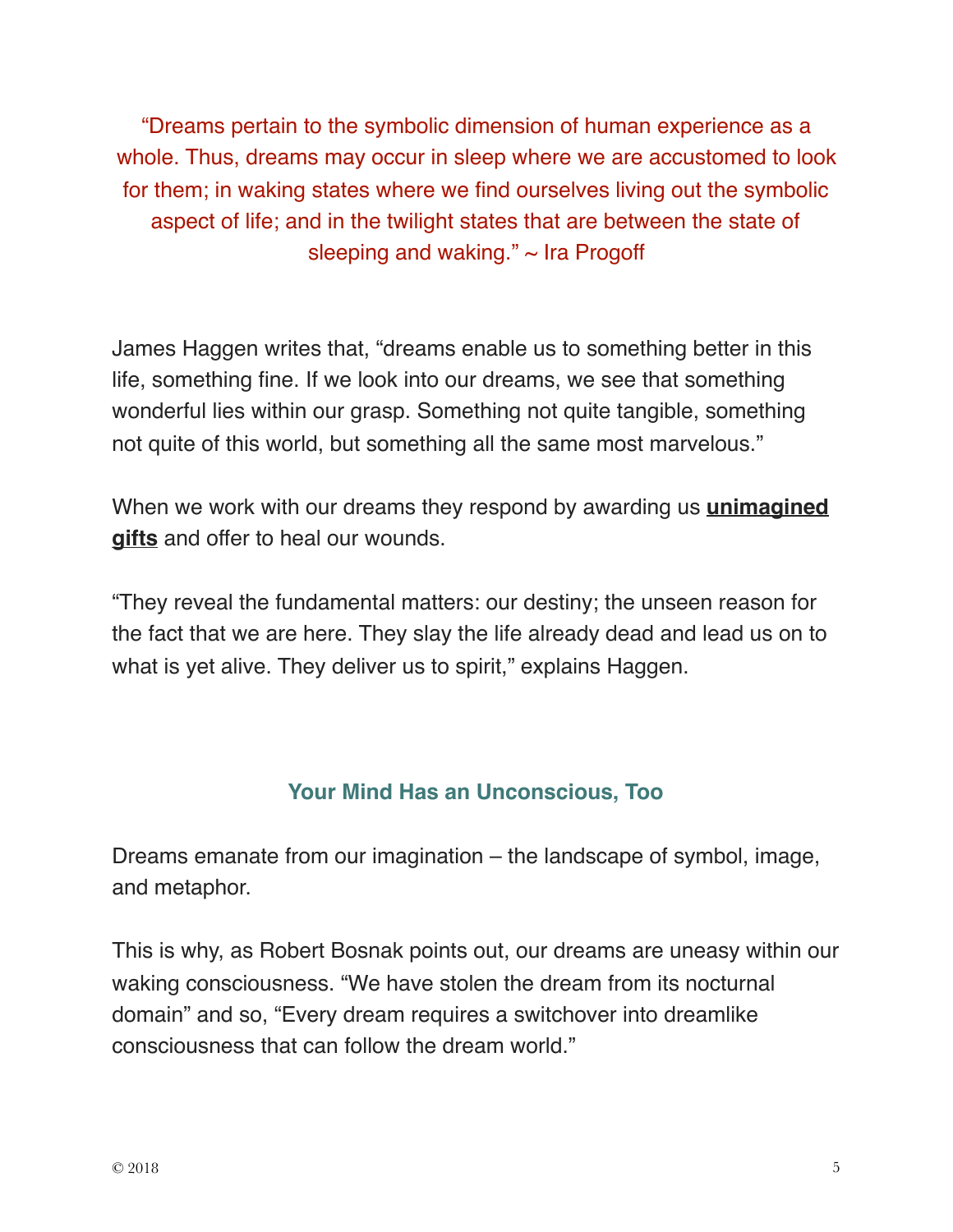"Dreams pertain to the symbolic dimension of human experience as a whole. Thus, dreams may occur in sleep where we are accustomed to look for them; in waking states where we find ourselves living out the symbolic aspect of life; and in the twilight states that are between the state of sleeping and waking." ~ Ira Progoff

James Haggen writes that, "dreams enable us to something better in this life, something fine. If we look into our dreams, we see that something wonderful lies within our grasp. Something not quite tangible, something not quite of this world, but something all the same most marvelous."

When we work with our dreams they respond by awarding us **unimagined gifts** and offer to heal our wounds.

"They reveal the fundamental matters: our destiny; the unseen reason for the fact that we are here. They slay the life already dead and lead us on to what is yet alive. They deliver us to spirit," explains Haggen.

## Your Mind Has an Unconscious, Too

Dreams emanate from our imagination – the landscape of symbol, image, and metaphor.

This is why, as Robert Bosnak points out, our dreams are uneasy within our waking consciousness. "We have stolen the dream from its nocturnal domain" and so, "Every dream requires a switchover into dreamlike consciousness that can follow the dream world."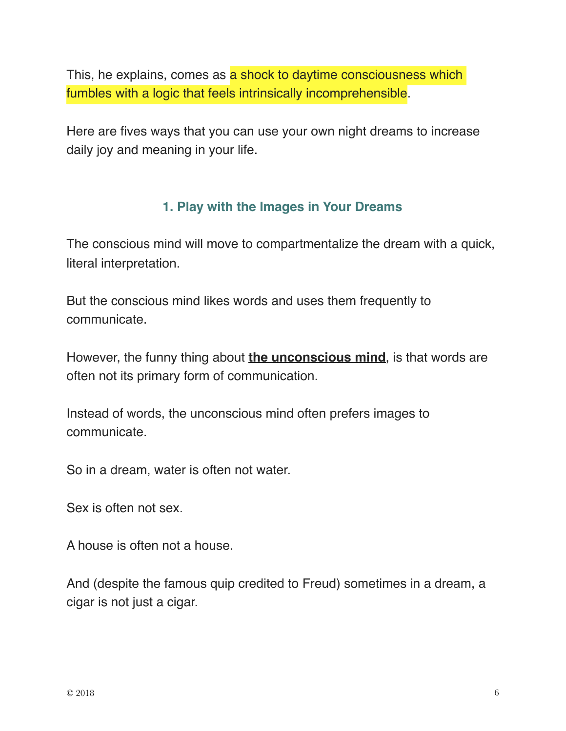This, he explains, comes as a shock to daytime consciousness which fumbles with a logic that feels intrinsically incomprehensible.

Here are fives ways that you can use your own night dreams to increase daily joy and meaning in your life.

### 1. Play with the Images in Your Dreams

The conscious mind will move to compartmentalize the dream with a quick, literal interpretation.

But the conscious mind likes words and uses them frequently to communicate.

However, the funny thing about **the unconscious mind**, is that words are often not its primary form of communication.

Instead of words, the unconscious mind often prefers images to communicate.

So in a dream, water is often not water.

Sex is often not sex.

A house is often not a house.

And (despite the famous quip credited to Freud) sometimes in a dream, a cigar is not just a cigar.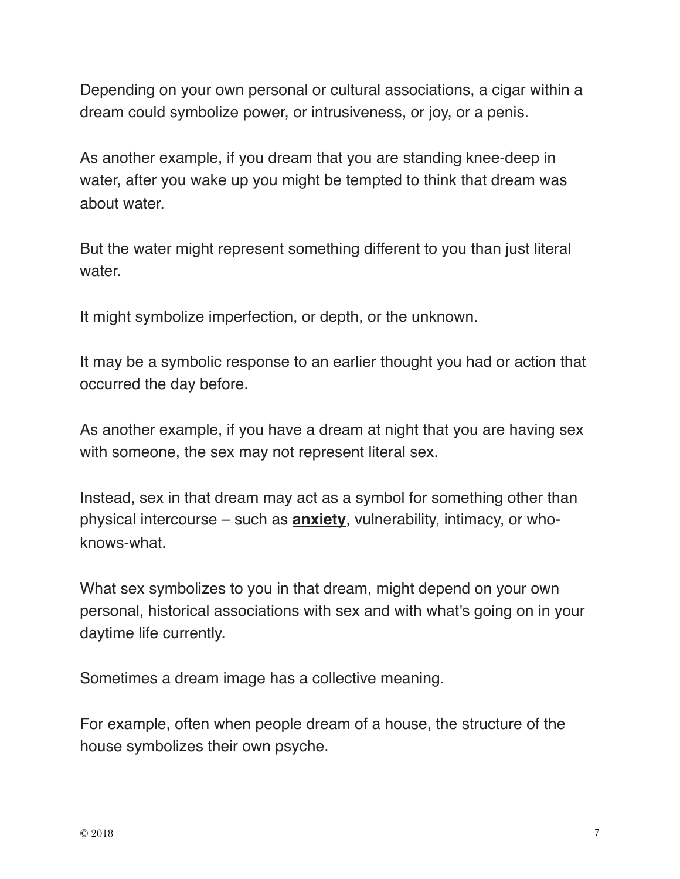Depending on your own personal or cultural associations, a cigar within a dream could symbolize power, or intrusiveness, or joy, or a penis.

As another example, if you dream that you are standing knee-deep in water, after you wake up you might be tempted to think that dream was about water.

But the water might represent something different to you than just literal water.

It might symbolize imperfection, or depth, or the unknown.

It may be a symbolic response to an earlier thought you had or action that occurred the day before.

As another example, if you have a dream at night that you are having sex with someone, the sex may not represent literal sex.

Instead, sex in that dream may act as a symbol for something other than physical intercourse – such as **anxiety**, vulnerability, intimacy, or who-knows-what.

What sex symbolizes to you in that dream, might depend on your own personal, historical associations with sex and with what's going on in your daytime life currently.

Sometimes a dream image has a collective meaning.

For example, often when people dream of a house, the structure of the house symbolizes their own psyche.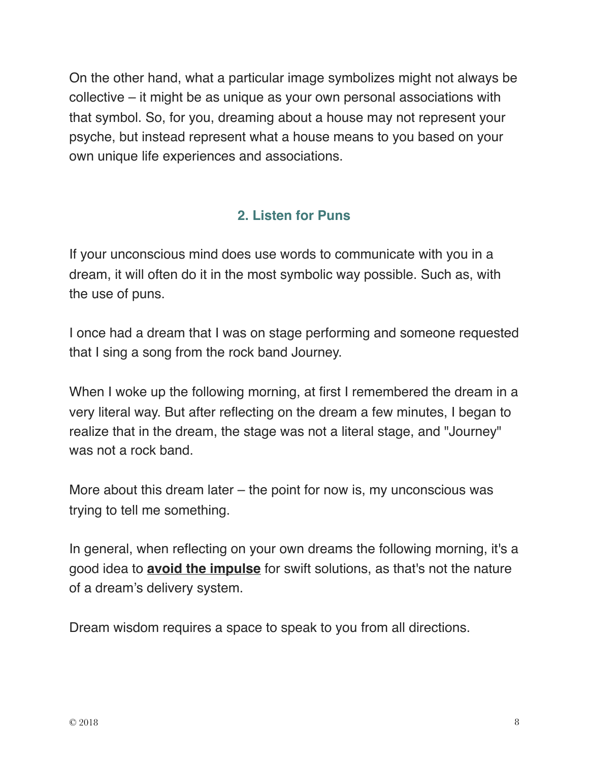On the other hand, what a particular image symbolizes might not always be collective – it might be as unique as your own personal associations with that symbol. So, for you, dreaming about a house may not represent your psyche, but instead represent what a house means to you based on your own unique life experiences and associations.

## 2. Listen for Puns

If your unconscious mind does use words to communicate with you in a dream, it will often do it in the most symbolic way possible. Such as, with the use of puns.

I once had a dream that I was on stage performing and someone requested that I sing a song from the rock band Journey.

When I woke up the following morning, at first I remembered the dream in a very literal way. But after reflecting on the dream a few minutes, I began to realize that in the dream, the stage was not a literal stage, and "Journey" was not a rock band.

More about this dream later – the point for now is, my unconscious was trying to tell me something.

In general, when reflecting on your own dreams the following morning, it's a good idea to **avoid the impulse** for swift solutions, as that's not the nature of a dream's delivery system.

Dream wisdom requires a space to speak to you from all directions.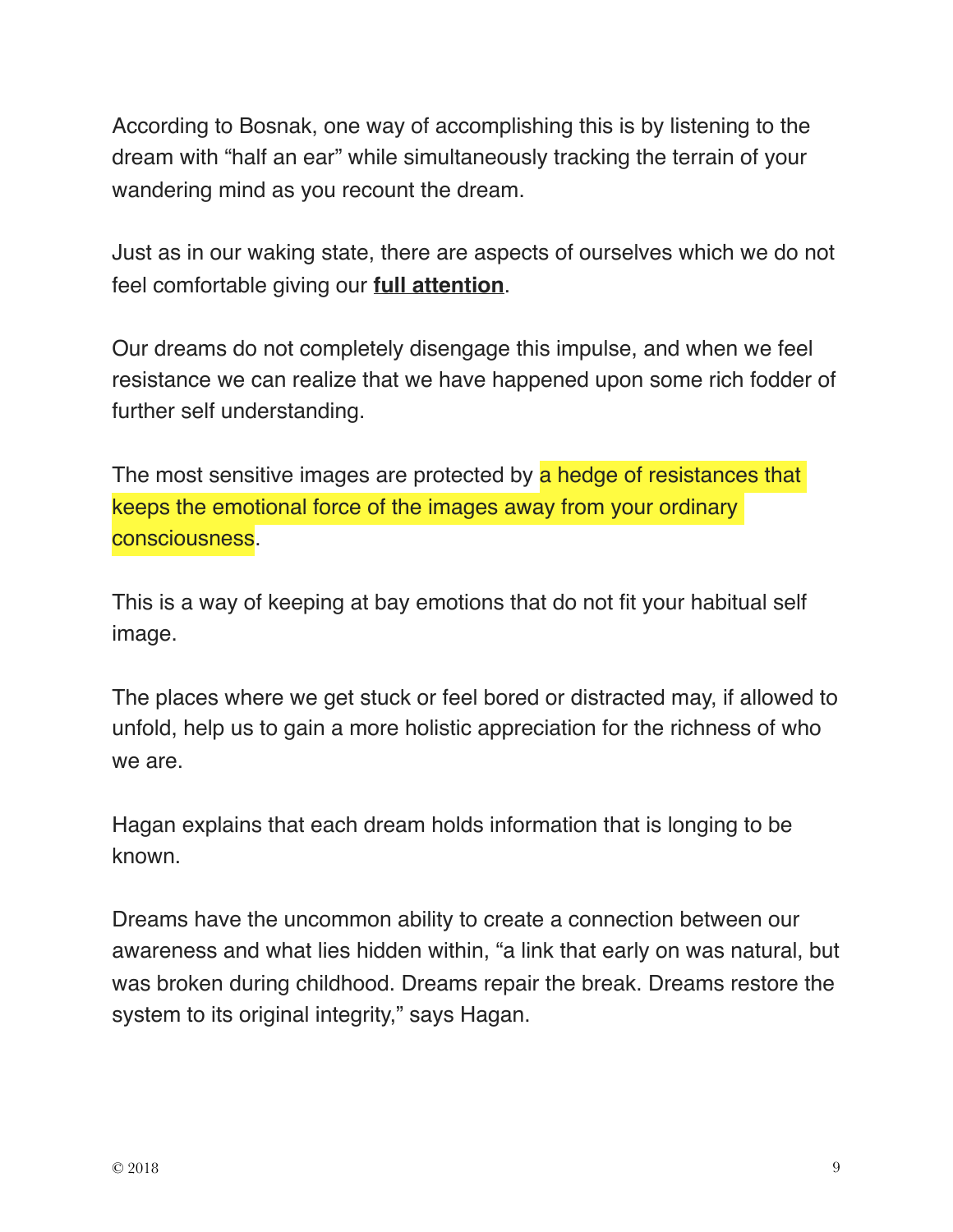According to Bosnak, one way of accomplishing this is by listening to the dream with “half an ear” while simultaneously tracking the terrain of your wandering mind as you recount the dream.

Just as in our waking state, there are aspects of ourselves which we do not feel comfortable giving our **full attention**.

Our dreams do not completely disengage this impulse, and when we feel resistance we can realize that we have happened upon some rich fodder of further self understanding.

The most sensitive images are protected by a hedge of resistances that keeps the emotional force of the images away from your ordinary consciousness.

This is a way of keeping at bay emotions that do not fit your habitual self image.

The places where we get stuck or feel bored or distracted may, if allowed to unfold, help us to gain a more holistic appreciation for the richness of who we are.

Hagan explains that each dream holds information that is longing to be known.

Dreams have the uncommon ability to create a connection between our awareness and what lies hidden within, “a link that early on was natural, but was broken during childhood. Dreams repair the break. Dreams restore the system to its original integrity,” says Hagan.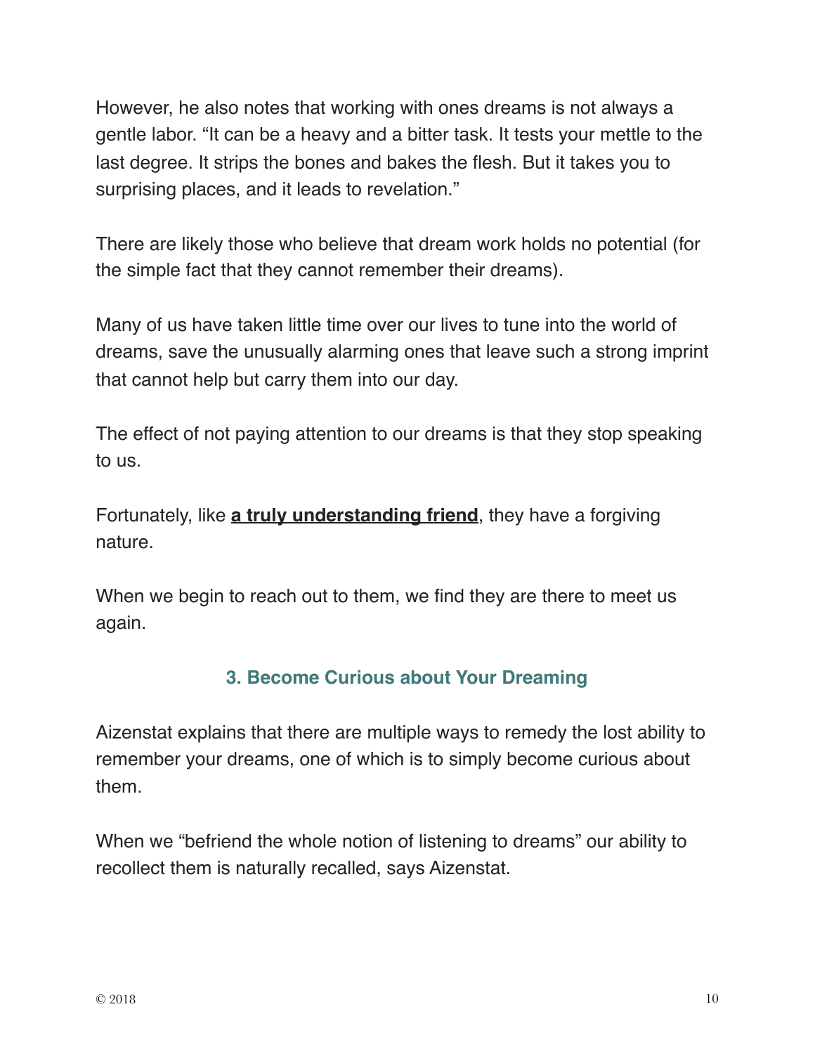However, he also notes that working with ones dreams is not always a gentle labor. “It can be a heavy and a bitter task. It tests your mettle to the last degree. It strips the bones and bakes the flesh. But it takes you to surprising places, and it leads to revelation.”

There are likely those who believe that dream work holds no potential (for the simple fact that they cannot remember their dreams).

Many of us have taken little time over our lives to tune into the world of dreams, save the unusually alarming ones that leave such a strong imprint that cannot help but carry them into our day.

The effect of not paying attention to our dreams is that they stop speaking to us.

Fortunately, like **a truly understanding friend**, they have a forgiving nature.

When we begin to reach out to them, we find they are there to meet us again.

### 3. Become Curious about Your Dreaming

Aizenstat explains that there are multiple ways to remedy the lost ability to remember your dreams, one of which is to simply become curious about them.

When we “befriend the whole notion of listening to dreams” our ability to recollect them is naturally recalled, says Aizenstat.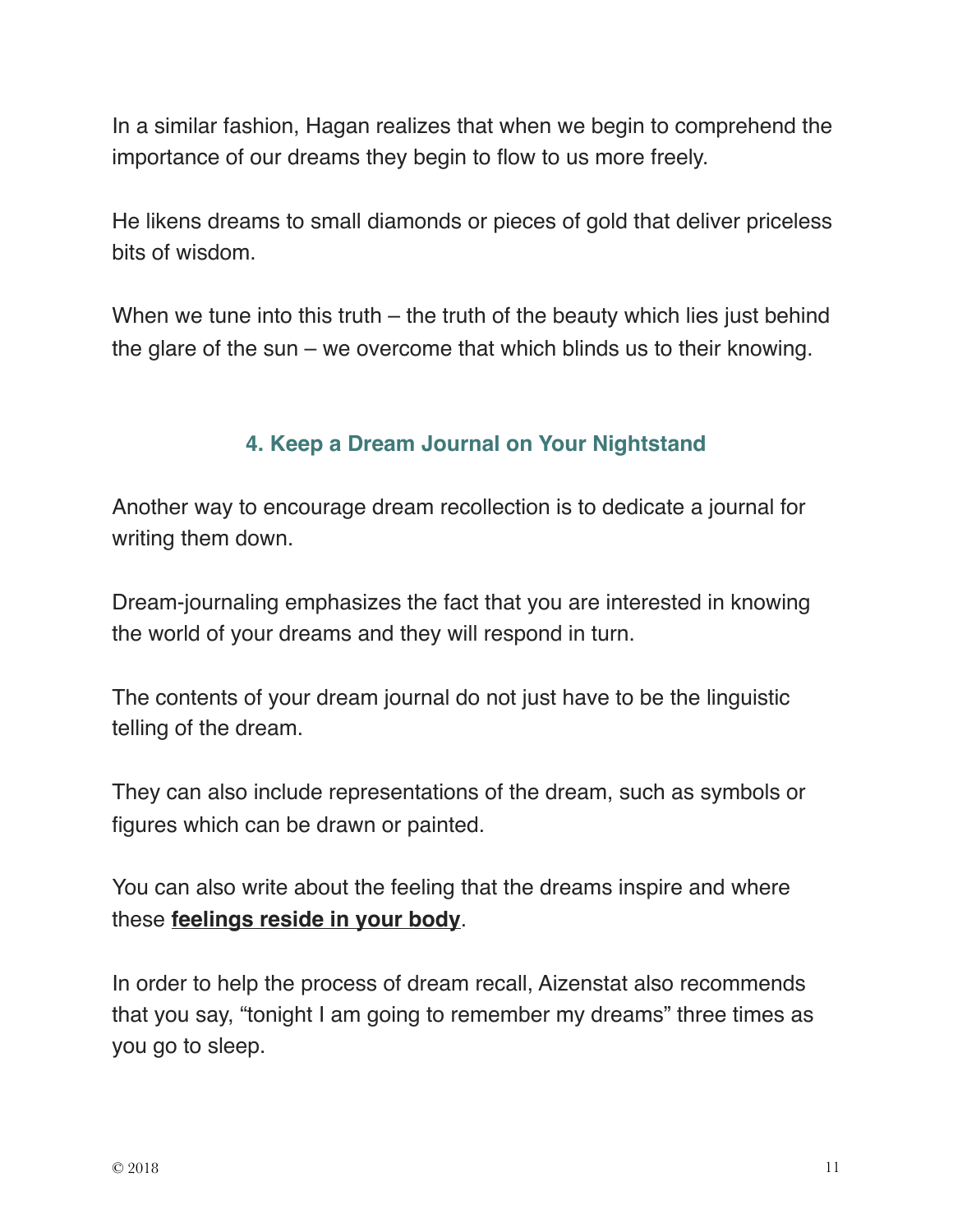In a similar fashion, Hagan realizes that when we begin to comprehend the importance of our dreams they begin to flow to us more freely.

He likens dreams to small diamonds or pieces of gold that deliver priceless bits of wisdom.

When we tune into this truth – the truth of the beauty which lies just behind the glare of the sun – we overcome that which blinds us to their knowing.

## 4. Keep a Dream Journal on Your Nightstand

Another way to encourage dream recollection is to dedicate a journal for writing them down.

Dream-journaling emphasizes the fact that you are interested in knowing the world of your dreams and they will respond in turn.

The contents of your dream journal do not just have to be the linguistic telling of the dream.

They can also include representations of the dream, such as symbols or figures which can be drawn or painted.

You can also write about the feeling that the dreams inspire and where these **feelings reside in your body**.

In order to help the process of dream recall, Aizenstat also recommends that you say, "tonight I am going to remember my dreams" three times as you go to sleep.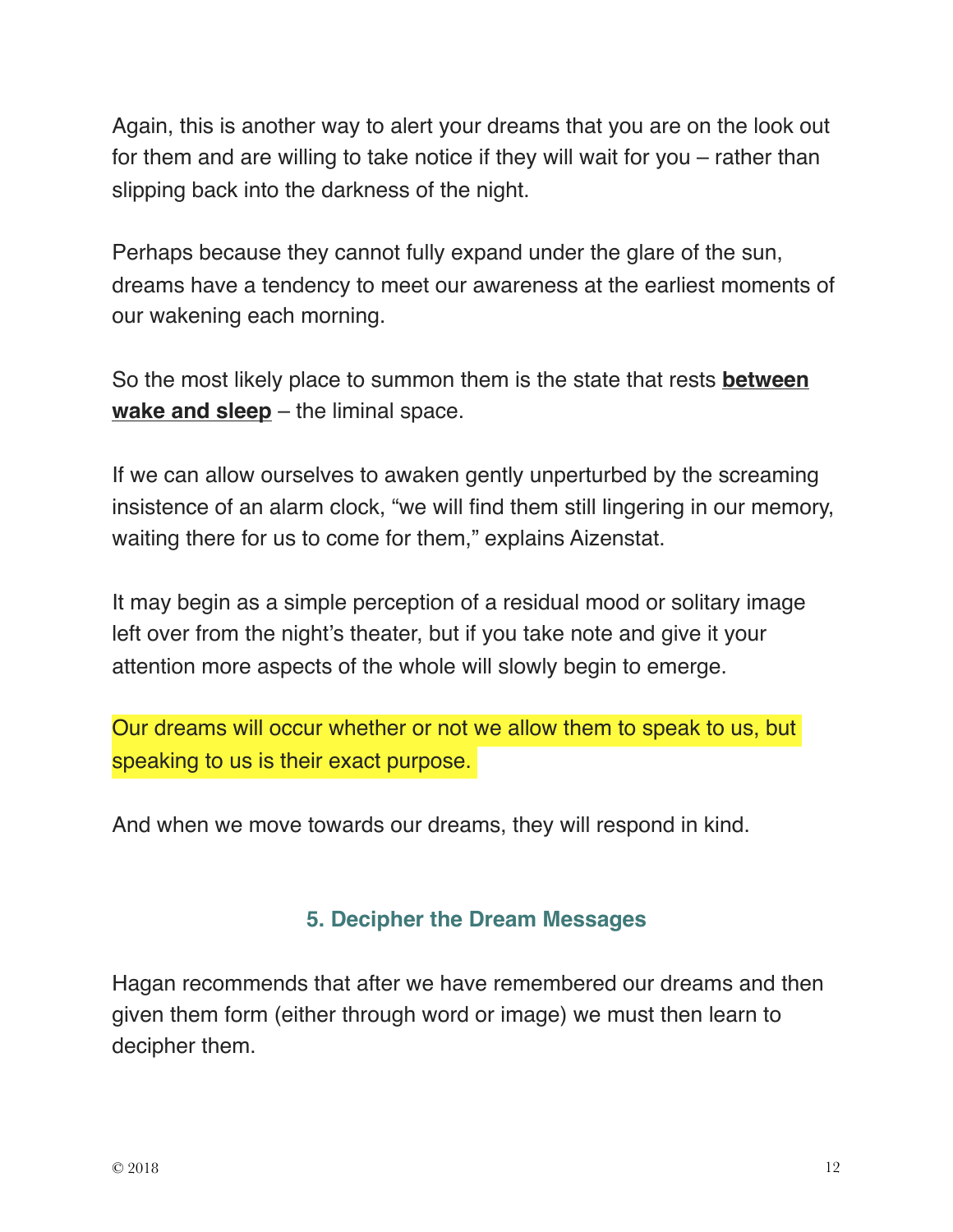Again, this is another way to alert your dreams that you are on the look out for them and are willing to take notice if they will wait for you – rather than slipping back into the darkness of the night.

Perhaps because they cannot fully expand under the glare of the sun, dreams have a tendency to meet our awareness at the earliest moments of our wakening each morning.

So the most likely place to summon them is the state that rests **between wake and sleep** – the liminal space.

If we can allow ourselves to awaken gently unperturbed by the screaming insistence of an alarm clock, "we will find them still lingering in our memory, waiting there for us to come for them," explains Aizenstat.

It may begin as a simple perception of a residual mood or solitary image left over from the night's theater, but if you take note and give it your attention more aspects of the whole will slowly begin to emerge.

Our dreams will occur whether or not we allow them to speak to us, but speaking to us is their exact purpose.

And when we move towards our dreams, they will respond in kind.

### 5. Decipher the Dream Messages

Hagan recommends that after we have remembered our dreams and then given them form (either through word or image) we must then learn to decipher them.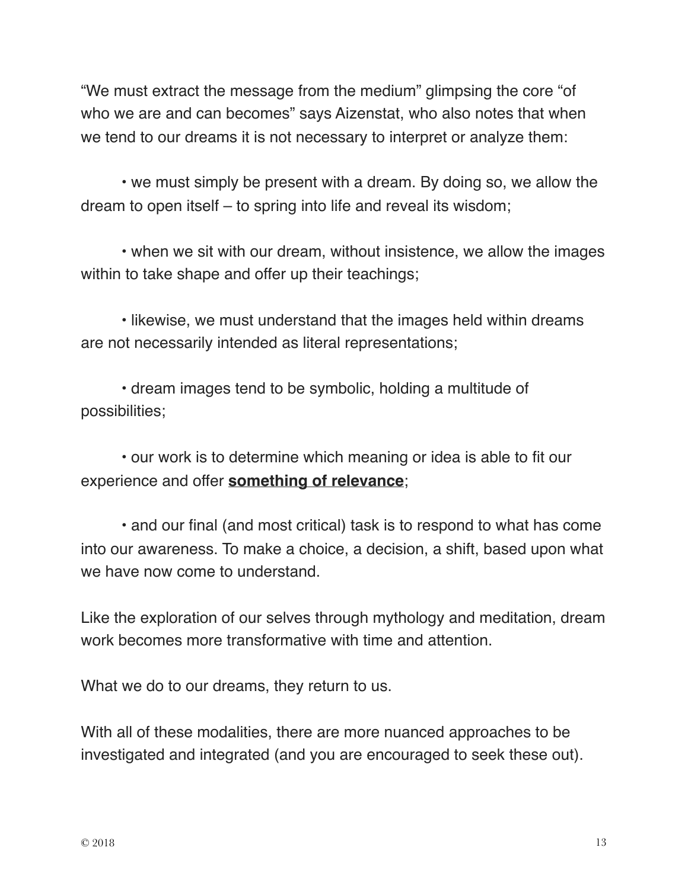"We must extract the message from the medium" glimpsing the core "of who we are and can becomes" says Aizenstat, who also notes that when we tend to our dreams it is not necessary to interpret or analyze them:

• we must simply be present with a dream. By doing so, we allow the dream to open itself – to spring into life and reveal its wisdom;

• when we sit with our dream, without insistence, we allow the images within to take shape and offer up their teachings;

• likewise, we must understand that the images held within dreams are not necessarily intended as literal representations;

• dream images tend to be symbolic, holding a multitude of possibilities;

• our work is to determine which meaning or idea is able to fit our experience and offer <u>**something of relevance**</u>;

• and our final (and most critical) task is to respond to what has come into our awareness. To make a choice, a decision, a shift, based upon what we have now come to understand.

Like the exploration of our selves through mythology and meditation, dream work becomes more transformative with time and attention.

What we do to our dreams, they return to us.

With all of these modalities, there are more nuanced approaches to be investigated and integrated (and you are encouraged to seek these out).

© 2018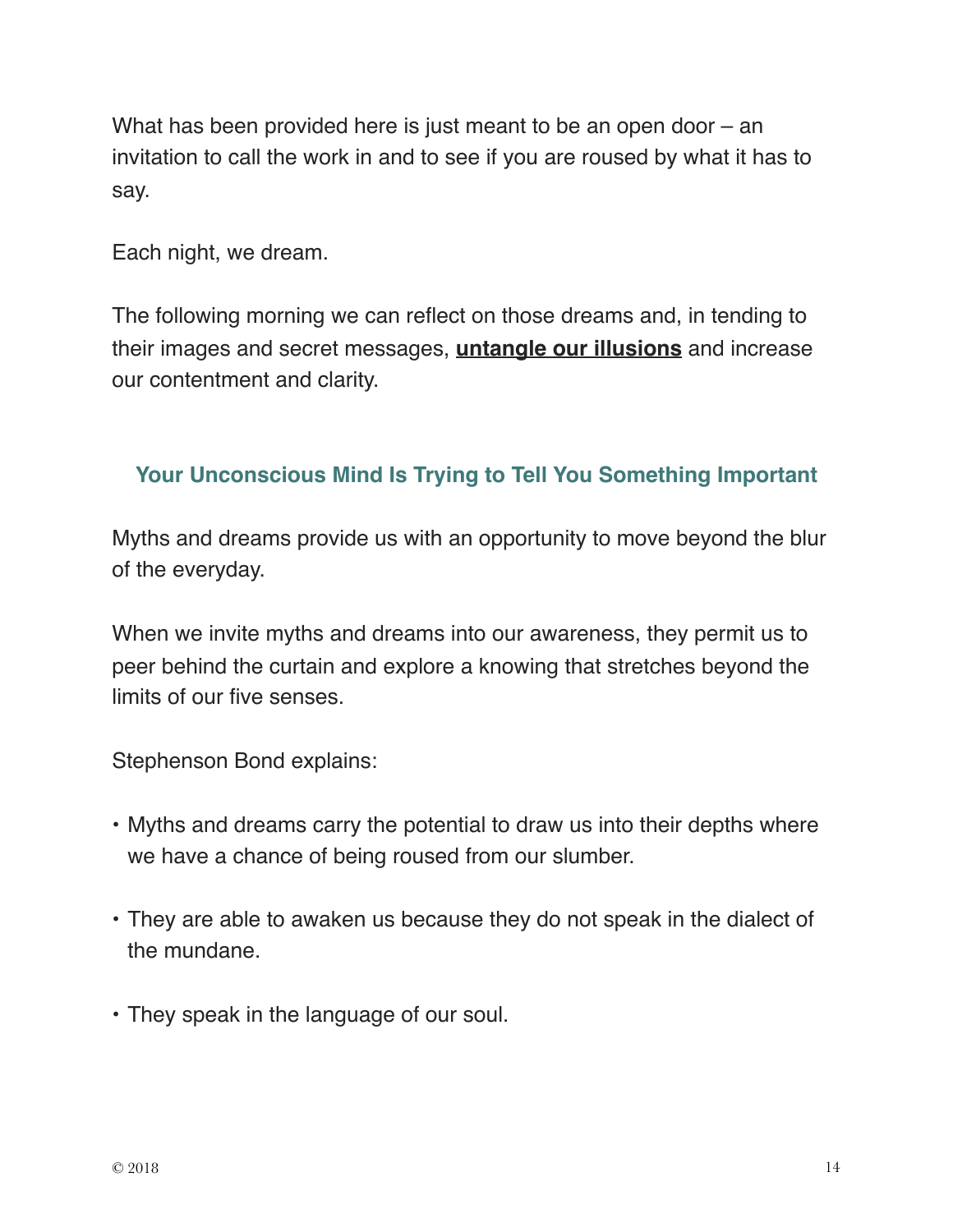What has been provided here is just meant to be an open door – an invitation to call the work in and to see if you are roused by what it has to say.

Each night, we dream.

The following morning we can reflect on those dreams and, in tending to their images and secret messages, **untangle our illusions** and increase our contentment and clarity.

## Your Unconscious Mind Is Trying to Tell You Something Important

Myths and dreams provide us with an opportunity to move beyond the blur of the everyday.

When we invite myths and dreams into our awareness, they permit us to peer behind the curtain and explore a knowing that stretches beyond the limits of our five senses.

Stephenson Bond explains:

- Myths and dreams carry the potential to draw us into their depths where we have a chance of being roused from our slumber.
- They are able to awaken us because they do not speak in the dialect of the mundane.
- They speak in the language of our soul.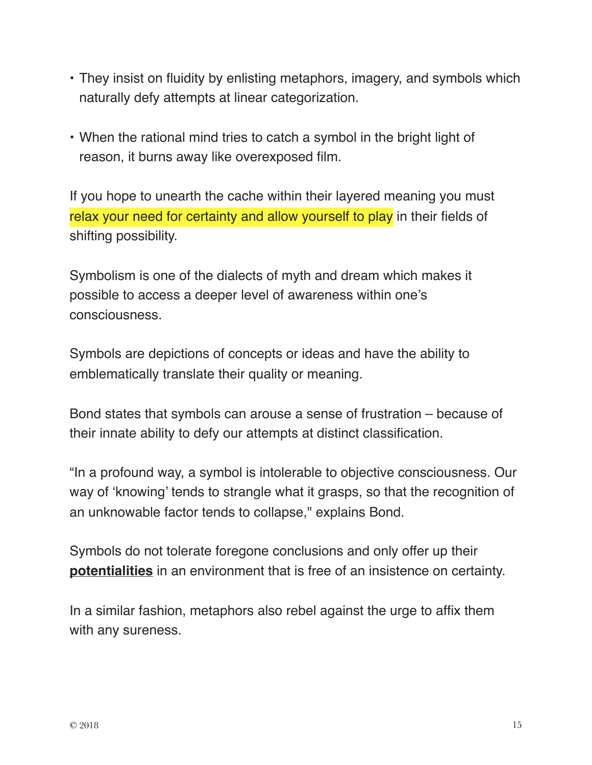- They insist on fluidity by enlisting metaphors, imagery, and symbols which naturally defy attempts at linear categorization.

- When the rational mind tries to catch a symbol in the bright light of reason, it burns away like overexposed film.

If you hope to unearth the cache within their layered meaning you must relax your need for certainty and allow yourself to play in their fields of shifting possibility.

Symbolism is one of the dialects of myth and dream which makes it possible to access a deeper level of awareness within one's consciousness.

Symbols are depictions of concepts or ideas and have the ability to emblematically translate their quality or meaning.

Bond states that symbols can arouse a sense of frustration – because of their innate ability to defy our attempts at distinct classification.

"In a profound way, a symbol is intolerable to objective consciousness. Our way of 'knowing' tends to strangle what it grasps, so that the recognition of an unknowable factor tends to collapse," explains Bond.

Symbols do not tolerate foregone conclusions and only offer up their **potentialities** in an environment that is free of an insistence on certainty.

In a similar fashion, metaphors also rebel against the urge to affix them with any sureness.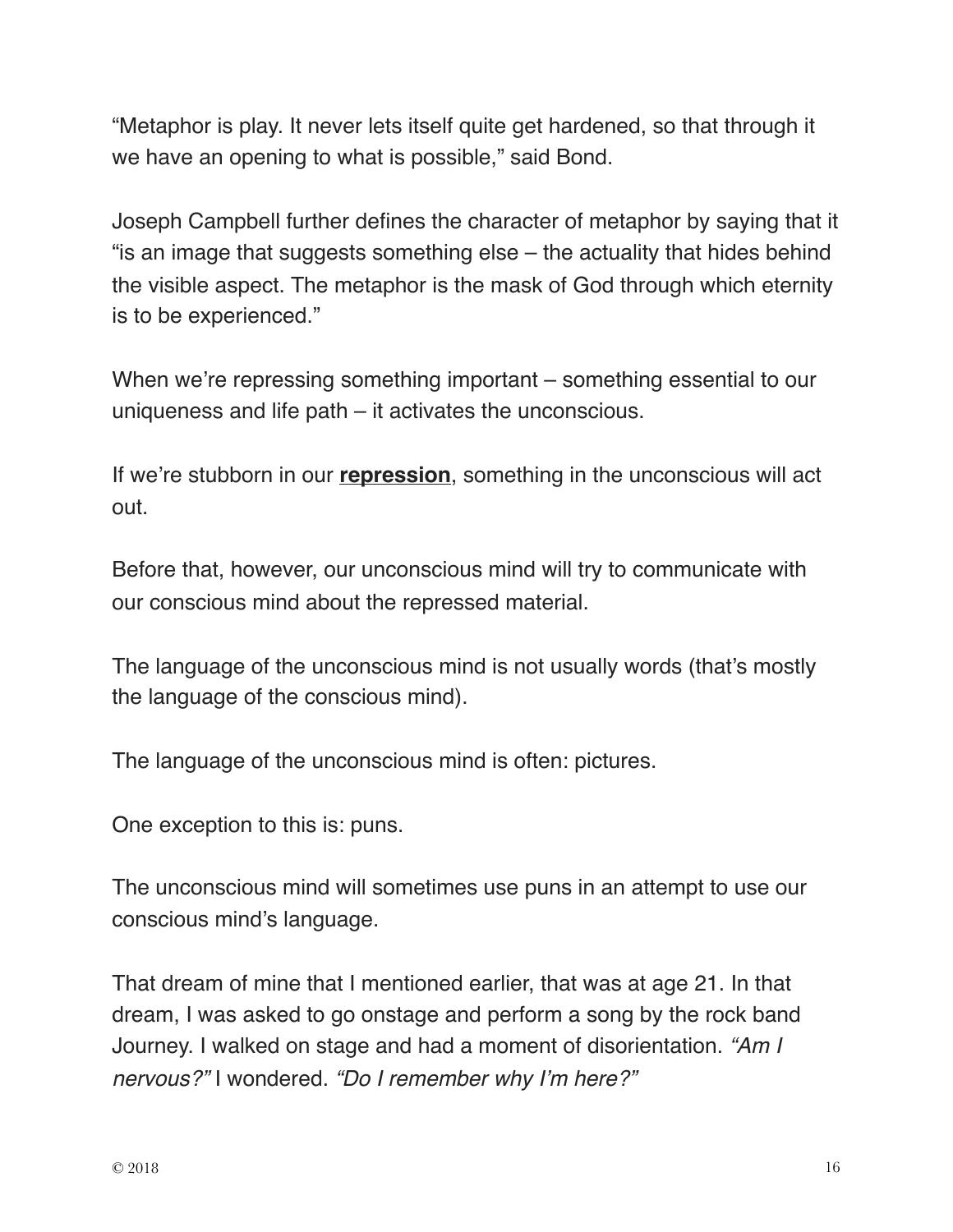"Metaphor is play. It never lets itself quite get hardened, so that through it we have an opening to what is possible," said Bond.

Joseph Campbell further defines the character of metaphor by saying that it "is an image that suggests something else – the actuality that hides behind the visible aspect. The metaphor is the mask of God through which eternity is to be experienced."

When we're repressing something important – something essential to our uniqueness and life path – it activates the unconscious.

If we're stubborn in our **repression**, something in the unconscious will act out.

Before that, however, our unconscious mind will try to communicate with our conscious mind about the repressed material.

The language of the unconscious mind is not usually words (that's mostly the language of the conscious mind).

The language of the unconscious mind is often: pictures.

One exception to this is: puns.

The unconscious mind will sometimes use puns in an attempt to use our conscious mind's language.

That dream of mine that I mentioned earlier, that was at age 21. In that dream, I was asked to go onstage and perform a song by the rock band Journey. I walked on stage and had a moment of disorientation. *"Am I nervous?"* I wondered. *"Do I remember why I'm here?"*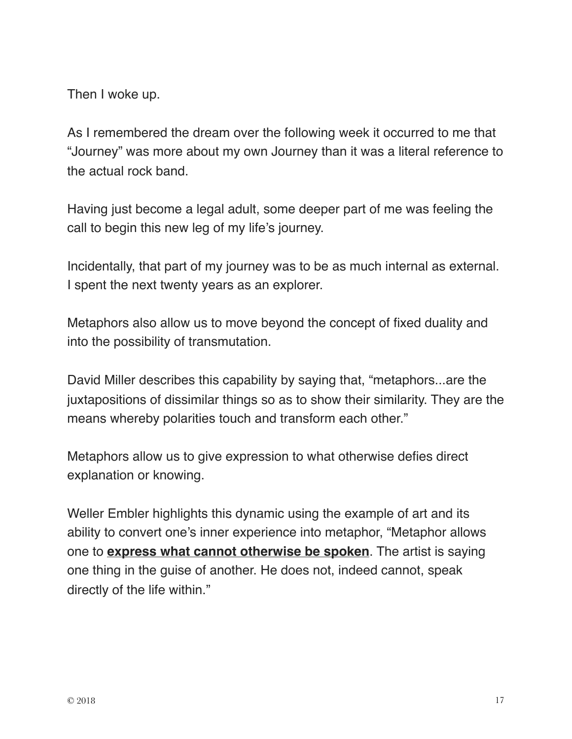Then I woke up.

As I remembered the dream over the following week it occurred to me that "Journey" was more about my own Journey than it was a literal reference to the actual rock band.

Having just become a legal adult, some deeper part of me was feeling the call to begin this new leg of my life's journey.

Incidentally, that part of my journey was to be as much internal as external. I spent the next twenty years as an explorer.

Metaphors also allow us to move beyond the concept of fixed duality and into the possibility of transmutation.

David Miller describes this capability by saying that, "metaphors...are the juxtapositions of dissimilar things so as to show their similarity. They are the means whereby polarities touch and transform each other."

Metaphors allow us to give expression to what otherwise defies direct explanation or knowing.

Weller Embler highlights this dynamic using the example of art and its ability to convert one's inner experience into metaphor, "Metaphor allows one to <u>**express what cannot otherwise be spoken**</u>. The artist is saying one thing in the guise of another. He does not, indeed cannot, speak directly of the life within."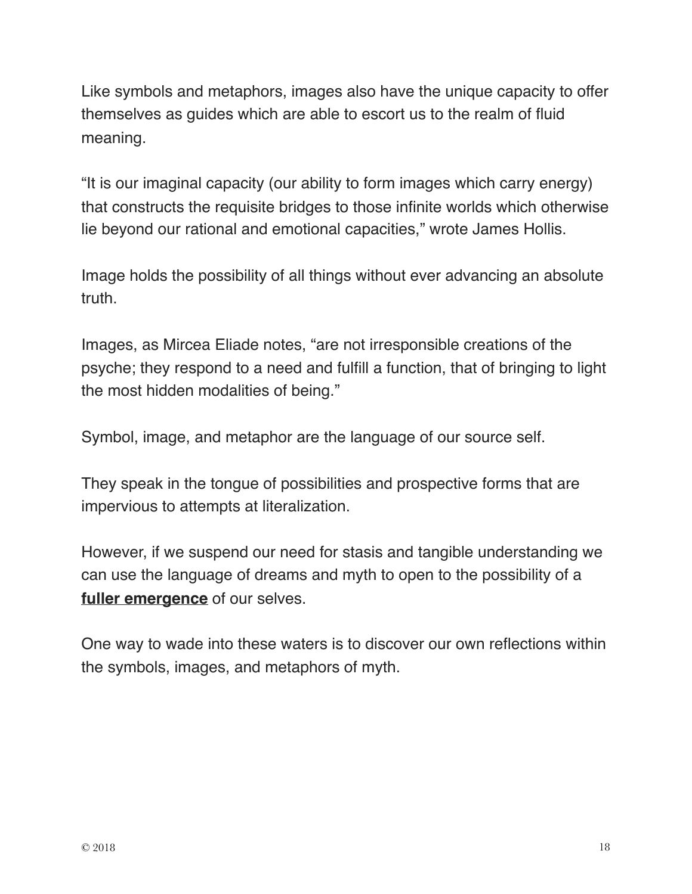Like symbols and metaphors, images also have the unique capacity to offer themselves as guides which are able to escort us to the realm of fluid meaning.

“It is our imaginal capacity (our ability to form images which carry energy) that constructs the requisite bridges to those infinite worlds which otherwise lie beyond our rational and emotional capacities,” wrote James Hollis.

Image holds the possibility of all things without ever advancing an absolute truth.

Images, as Mircea Eliade notes, “are not irresponsible creations of the psyche; they respond to a need and fulfill a function, that of bringing to light the most hidden modalities of being.”

Symbol, image, and metaphor are the language of our source self.

They speak in the tongue of possibilities and prospective forms that are impervious to attempts at literalization.

However, if we suspend our need for stasis and tangible understanding we can use the language of dreams and myth to open to the possibility of a **fuller emergence** of our selves.

One way to wade into these waters is to discover our own reflections within the symbols, images, and metaphors of myth.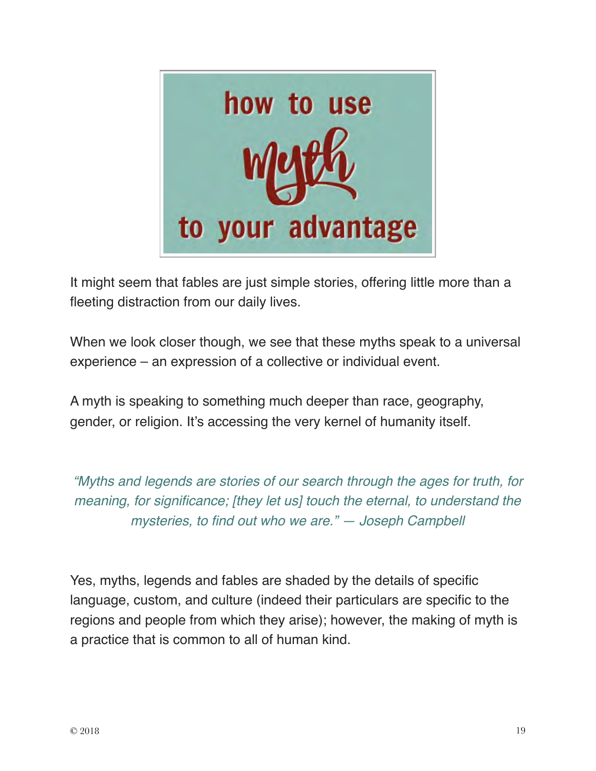# how to use myth to your advantage

It might seem that fables are just simple stories, offering little more than a fleeting distraction from our daily lives.

When we look closer though, we see that these myths speak to a universal experience – an expression of a collective or individual event.

A myth is speaking to something much deeper than race, geography, gender, or religion. It's accessing the very kernel of humanity itself.

*"Myths and legends are stories of our search through the ages for truth, for meaning, for significance; [they let us] touch the eternal, to understand the mysteries, to find out who we are." — Joseph Campbell*

Yes, myths, legends and fables are shaded by the details of specific language, custom, and culture (indeed their particulars are specific to the regions and people from which they arise); however, the making of myth is a practice that is common to all of human kind.

© 2018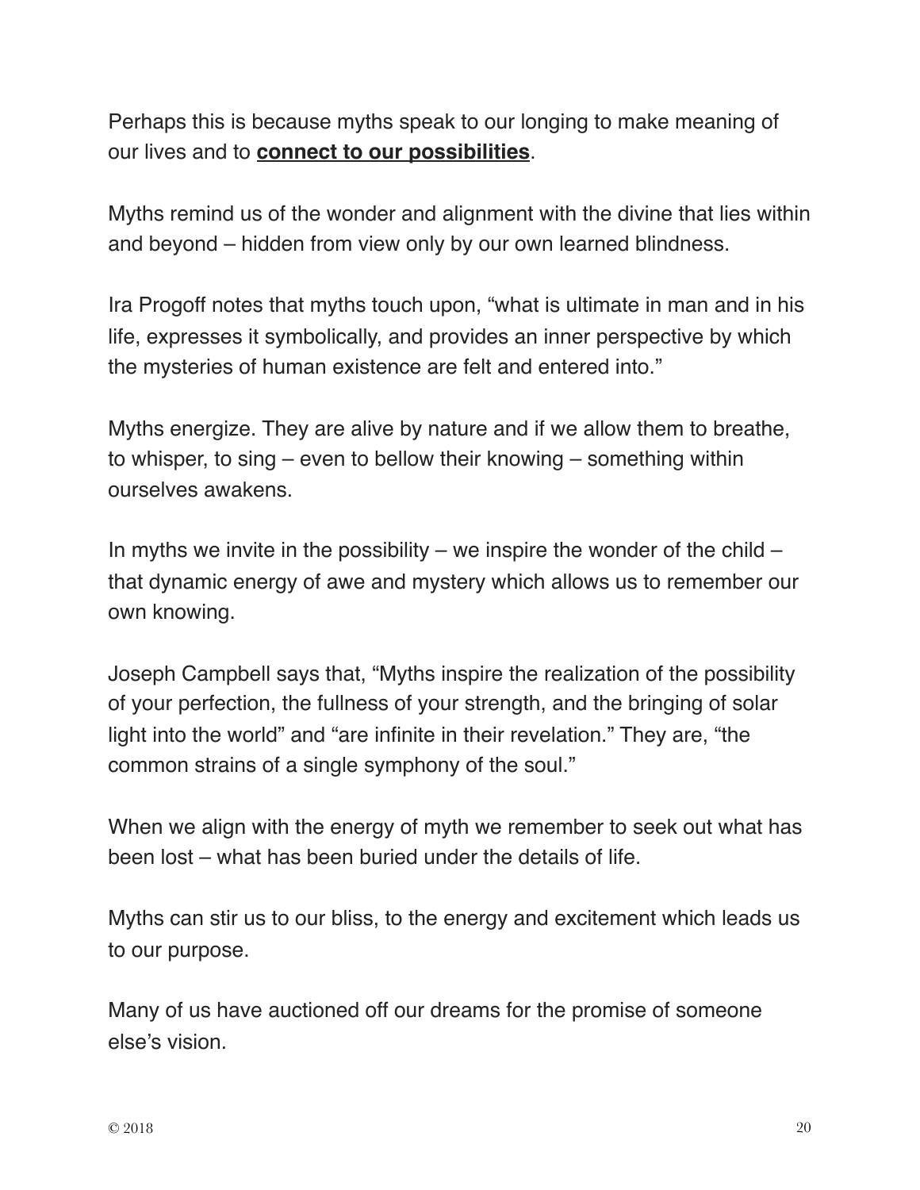Perhaps this is because myths speak to our longing to make meaning of our lives and to **connect to our possibilities**.

Myths remind us of the wonder and alignment with the divine that lies within and beyond – hidden from view only by our own learned blindness.

Ira Progoff notes that myths touch upon, "what is ultimate in man and in his life, expresses it symbolically, and provides an inner perspective by which the mysteries of human existence are felt and entered into."

Myths energize. They are alive by nature and if we allow them to breathe, to whisper, to sing – even to bellow their knowing – something within ourselves awakens.

In myths we invite in the possibility – we inspire the wonder of the child – that dynamic energy of awe and mystery which allows us to remember our own knowing.

Joseph Campbell says that, "Myths inspire the realization of the possibility of your perfection, the fullness of your strength, and the bringing of solar light into the world" and "are infinite in their revelation." They are, "the common strains of a single symphony of the soul."

When we align with the energy of myth we remember to seek out what has been lost – what has been buried under the details of life.

Myths can stir us to our bliss, to the energy and excitement which leads us to our purpose.

Many of us have auctioned off our dreams for the promise of someone else's vision.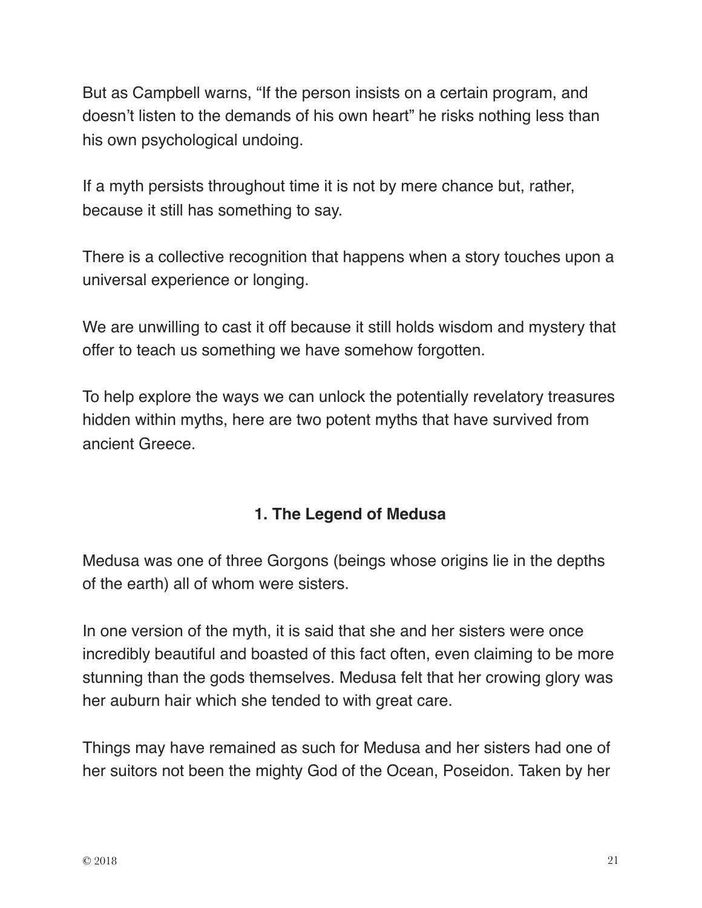But as Campbell warns, “If the person insists on a certain program, and doesn’t listen to the demands of his own heart” he risks nothing less than his own psychological undoing.

If a myth persists throughout time it is not by mere chance but, rather, because it still has something to say.

There is a collective recognition that happens when a story touches upon a universal experience or longing.

We are unwilling to cast it off because it still holds wisdom and mystery that offer to teach us something we have somehow forgotten.

To help explore the ways we can unlock the potentially revelatory treasures hidden within myths, here are two potent myths that have survived from ancient Greece.

## 1. The Legend of Medusa

Medusa was one of three Gorgons (beings whose origins lie in the depths of the earth) all of whom were sisters.

In one version of the myth, it is said that she and her sisters were once incredibly beautiful and boasted of this fact often, even claiming to be more stunning than the gods themselves. Medusa felt that her crowing glory was her auburn hair which she tended to with great care.

Things may have remained as such for Medusa and her sisters had one of her suitors not been the mighty God of the Ocean, Poseidon. Taken by her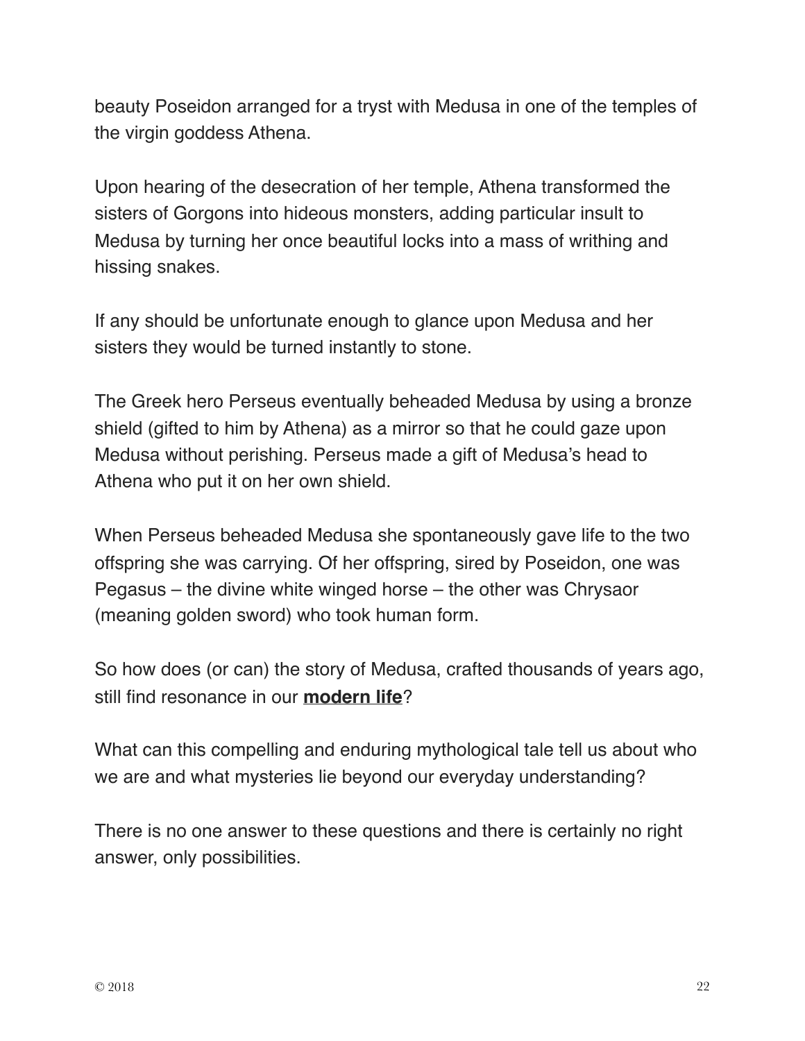beauty Poseidon arranged for a tryst with Medusa in one of the temples of the virgin goddess Athena.

Upon hearing of the desecration of her temple, Athena transformed the sisters of Gorgons into hideous monsters, adding particular insult to Medusa by turning her once beautiful locks into a mass of writhing and hissing snakes.

If any should be unfortunate enough to glance upon Medusa and her sisters they would be turned instantly to stone.

The Greek hero Perseus eventually beheaded Medusa by using a bronze shield (gifted to him by Athena) as a mirror so that he could gaze upon Medusa without perishing. Perseus made a gift of Medusa's head to Athena who put it on her own shield.

When Perseus beheaded Medusa she spontaneously gave life to the two offspring she was carrying. Of her offspring, sired by Poseidon, one was Pegasus – the divine white winged horse – the other was Chrysaor (meaning golden sword) who took human form.

So how does (or can) the story of Medusa, crafted thousands of years ago, still find resonance in our **modern life**?

What can this compelling and enduring mythological tale tell us about who we are and what mysteries lie beyond our everyday understanding?

There is no one answer to these questions and there is certainly no right answer, only possibilities.

© 2018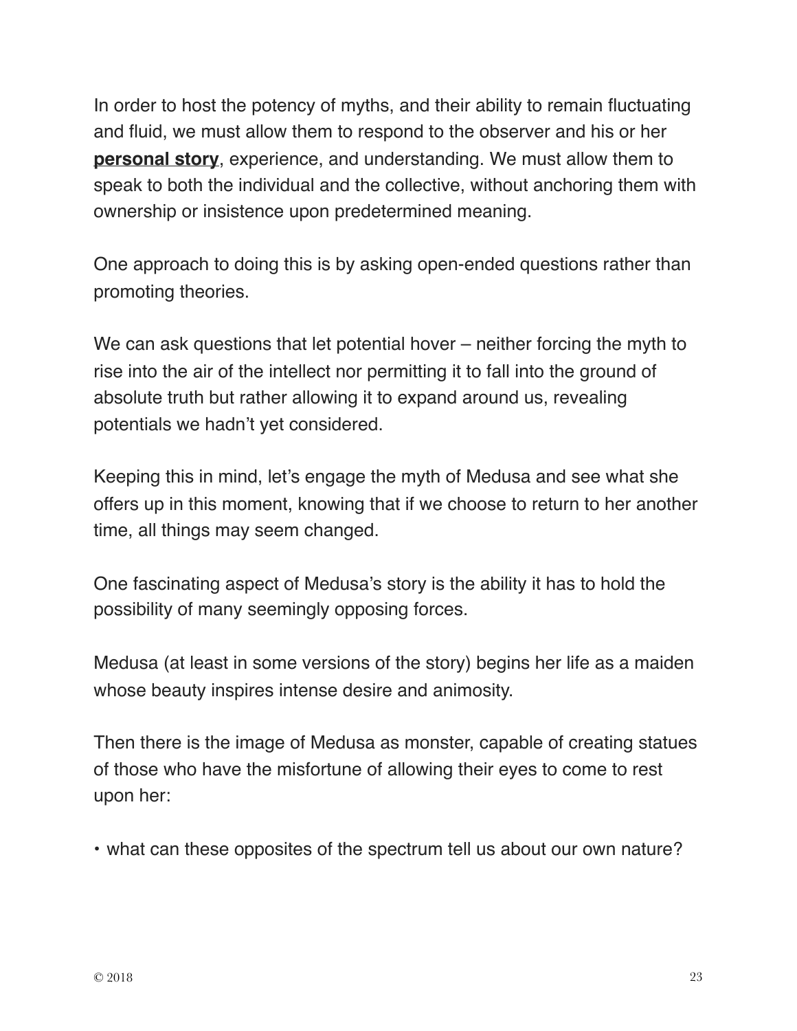In order to host the potency of myths, and their ability to remain fluctuating and fluid, we must allow them to respond to the observer and his or her **personal story**, experience, and understanding. We must allow them to speak to both the individual and the collective, without anchoring them with ownership or insistence upon predetermined meaning.

One approach to doing this is by asking open-ended questions rather than promoting theories.

We can ask questions that let potential hover – neither forcing the myth to rise into the air of the intellect nor permitting it to fall into the ground of absolute truth but rather allowing it to expand around us, revealing potentials we hadn't yet considered.

Keeping this in mind, let's engage the myth of Medusa and see what she offers up in this moment, knowing that if we choose to return to her another time, all things may seem changed.

One fascinating aspect of Medusa's story is the ability it has to hold the possibility of many seemingly opposing forces.

Medusa (at least in some versions of the story) begins her life as a maiden whose beauty inspires intense desire and animosity.

Then there is the image of Medusa as monster, capable of creating statues of those who have the misfortune of allowing their eyes to come to rest upon her:

- what can these opposites of the spectrum tell us about our own nature?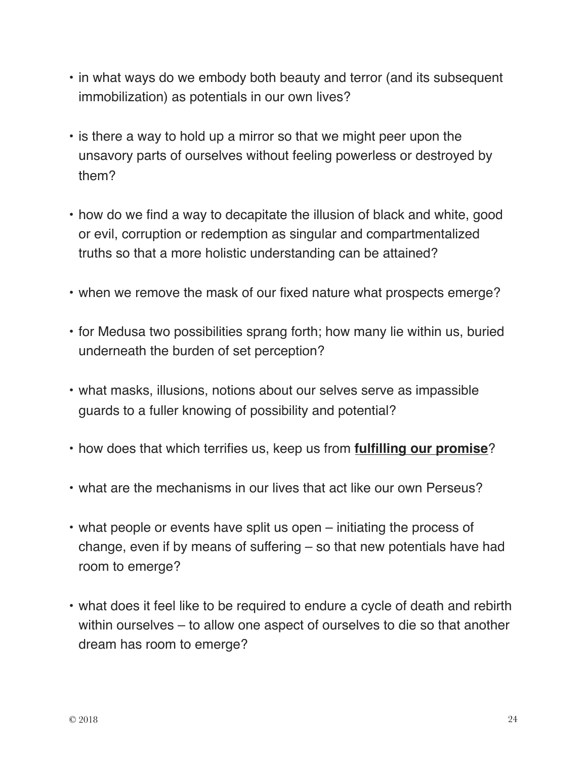- in what ways do we embody both beauty and terror (and its subsequent immobilization) as potentials in our own lives?

- is there a way to hold up a mirror so that we might peer upon the unsavory parts of ourselves without feeling powerless or destroyed by them?

- how do we find a way to decapitate the illusion of black and white, good or evil, corruption or redemption as singular and compartmentalized truths so that a more holistic understanding can be attained?

- when we remove the mask of our fixed nature what prospects emerge?

- for Medusa two possibilities sprang forth; how many lie within us, buried underneath the burden of set perception?

- what masks, illusions, notions about our selves serve as impassible guards to a fuller knowing of possibility and potential?

- how does that which terrifies us, keep us from **fulfilling our promise**?

- what are the mechanisms in our lives that act like our own Perseus?

- what people or events have split us open – initiating the process of change, even if by means of suffering – so that new potentials have had room to emerge?

- what does it feel like to be required to endure a cycle of death and rebirth within ourselves – to allow one aspect of ourselves to die so that another dream has room to emerge?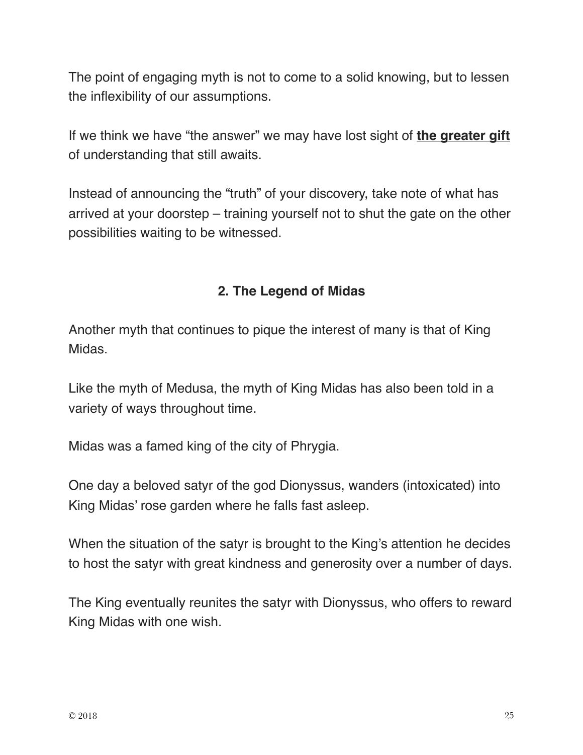The point of engaging myth is not to come to a solid knowing, but to lessen the inflexibility of our assumptions.

If we think we have "the answer" we may have lost sight of **the greater gift** of understanding that still awaits.

Instead of announcing the "truth" of your discovery, take note of what has arrived at your doorstep – training yourself not to shut the gate on the other possibilities waiting to be witnessed.

## 2. The Legend of Midas

Another myth that continues to pique the interest of many is that of King Midas.

Like the myth of Medusa, the myth of King Midas has also been told in a variety of ways throughout time.

Midas was a famed king of the city of Phrygia.

One day a beloved satyr of the god Dionyssus, wanders (intoxicated) into King Midas' rose garden where he falls fast asleep.

When the situation of the satyr is brought to the King's attention he decides to host the satyr with great kindness and generosity over a number of days.

The King eventually reunites the satyr with Dionyssus, who offers to reward King Midas with one wish.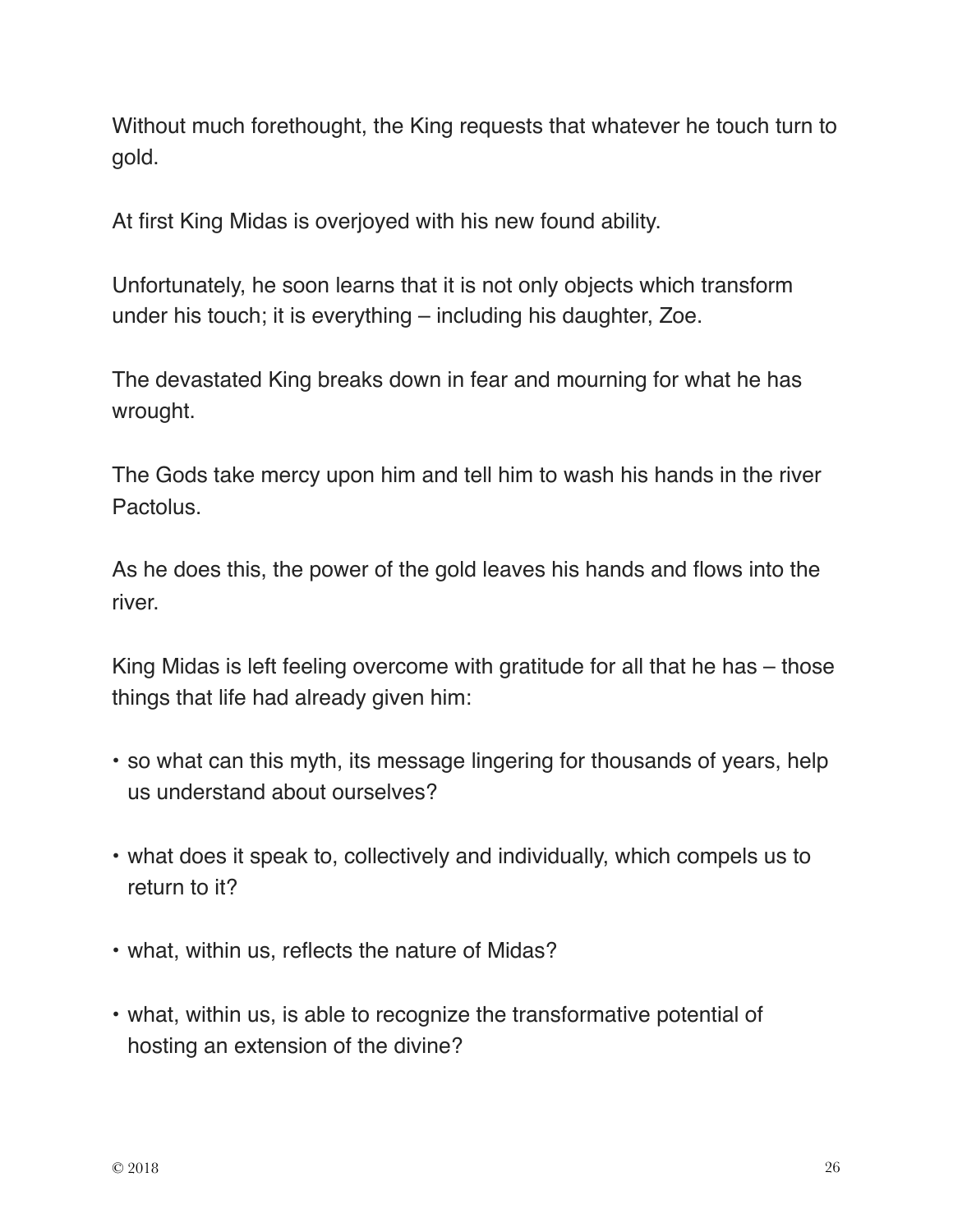Without much forethought, the King requests that whatever he touch turn to gold.

At first King Midas is overjoyed with his new found ability.

Unfortunately, he soon learns that it is not only objects which transform under his touch; it is everything – including his daughter, Zoe.

The devastated King breaks down in fear and mourning for what he has wrought.

The Gods take mercy upon him and tell him to wash his hands in the river Pactolus.

As he does this, the power of the gold leaves his hands and flows into the river.

King Midas is left feeling overcome with gratitude for all that he has – those things that life had already given him:

- so what can this myth, its message lingering for thousands of years, help us understand about ourselves?
- what does it speak to, collectively and individually, which compels us to return to it?
- what, within us, reflects the nature of Midas?
- what, within us, is able to recognize the transformative potential of hosting an extension of the divine?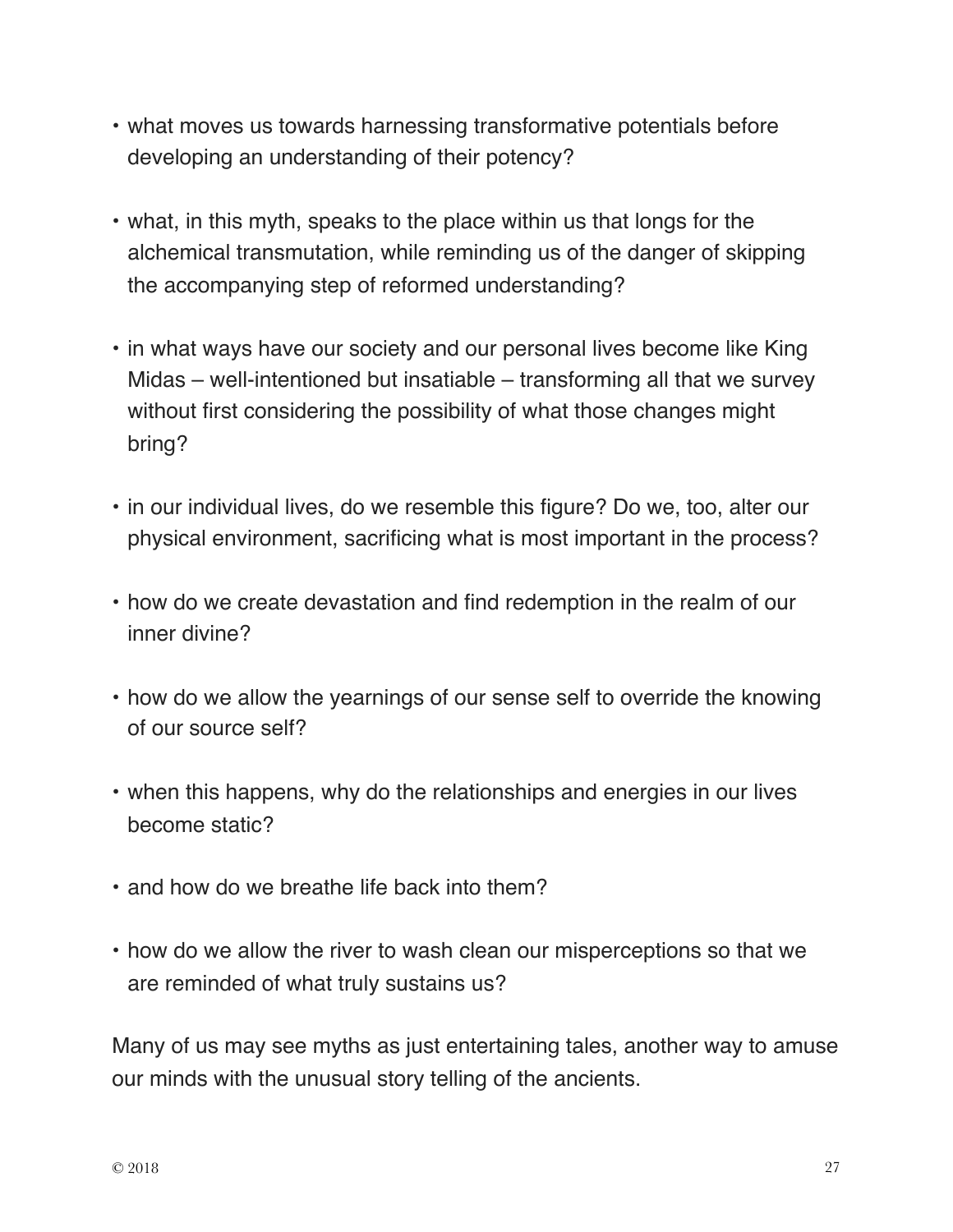- what moves us towards harnessing transformative potentials before developing an understanding of their potency?

- what, in this myth, speaks to the place within us that longs for the alchemical transmutation, while reminding us of the danger of skipping the accompanying step of reformed understanding?

- in what ways have our society and our personal lives become like King Midas – well-intentioned but insatiable – transforming all that we survey without first considering the possibility of what those changes might bring?

- in our individual lives, do we resemble this figure? Do we, too, alter our physical environment, sacrificing what is most important in the process?

- how do we create devastation and find redemption in the realm of our inner divine?

- how do we allow the yearnings of our sense self to override the knowing of our source self?

- when this happens, why do the relationships and energies in our lives become static?

- and how do we breathe life back into them?

- how do we allow the river to wash clean our misperceptions so that we are reminded of what truly sustains us?

Many of us may see myths as just entertaining tales, another way to amuse our minds with the unusual story telling of the ancients.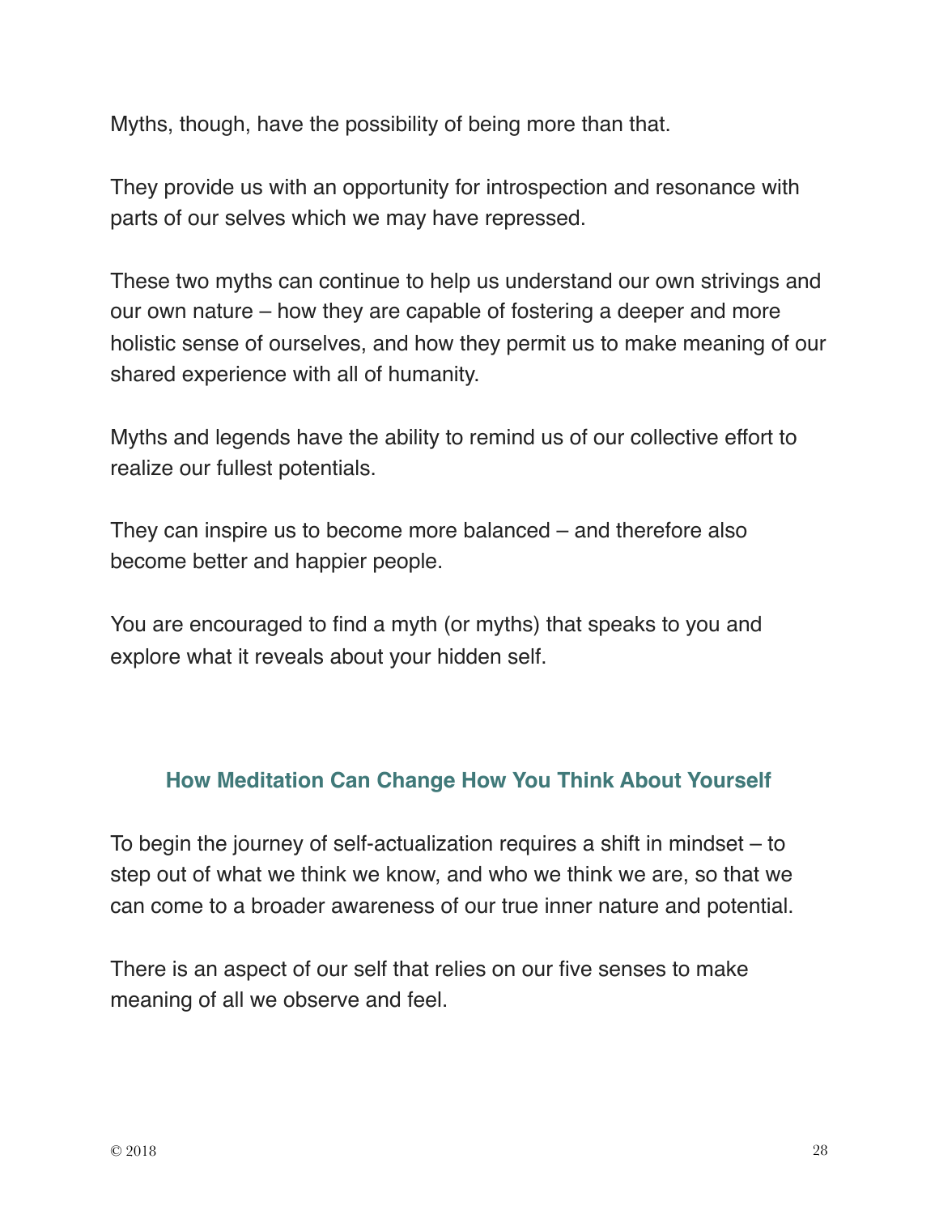Myths, though, have the possibility of being more than that.

They provide us with an opportunity for introspection and resonance with parts of our selves which we may have repressed.

These two myths can continue to help us understand our own strivings and our own nature – how they are capable of fostering a deeper and more holistic sense of ourselves, and how they permit us to make meaning of our shared experience with all of humanity.

Myths and legends have the ability to remind us of our collective effort to realize our fullest potentials.

They can inspire us to become more balanced – and therefore also become better and happier people.

You are encouraged to find a myth (or myths) that speaks to you and explore what it reveals about your hidden self.

## How Meditation Can Change How You Think About Yourself

To begin the journey of self-actualization requires a shift in mindset – to step out of what we think we know, and who we think we are, so that we can come to a broader awareness of our true inner nature and potential.

There is an aspect of our self that relies on our five senses to make meaning of all we observe and feel.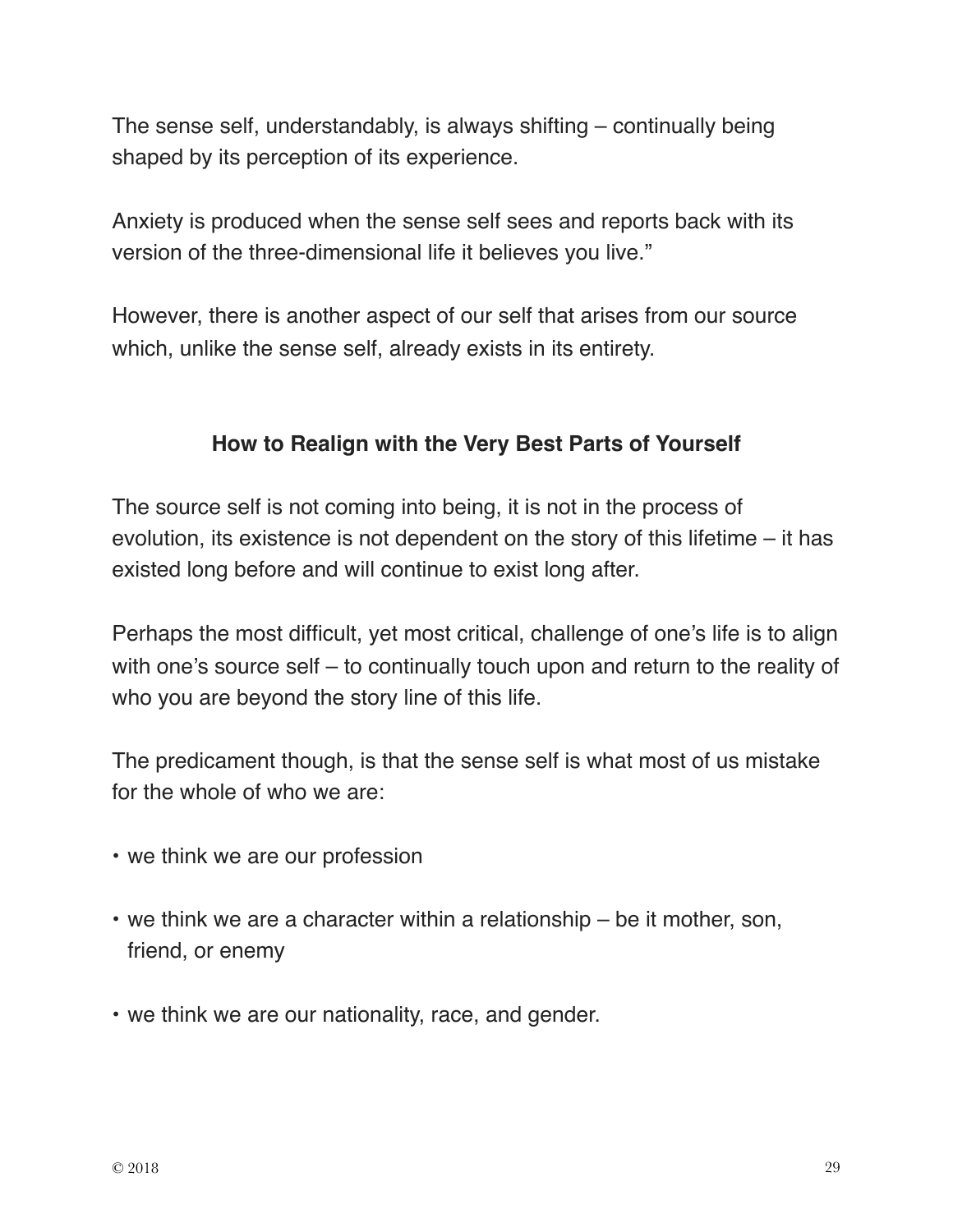The sense self, understandably, is always shifting – continually being shaped by its perception of its experience.

Anxiety is produced when the sense self sees and reports back with its version of the three-dimensional life it believes you live."

However, there is another aspect of our self that arises from our source which, unlike the sense self, already exists in its entirety.

## How to Realign with the Very Best Parts of Yourself

The source self is not coming into being, it is not in the process of evolution, its existence is not dependent on the story of this lifetime – it has existed long before and will continue to exist long after.

Perhaps the most difficult, yet most critical, challenge of one's life is to align with one's source self – to continually touch upon and return to the reality of who you are beyond the story line of this life.

The predicament though, is that the sense self is what most of us mistake for the whole of who we are:

- we think we are our profession
- we think we are a character within a relationship – be it mother, son, friend, or enemy
- we think we are our nationality, race, and gender.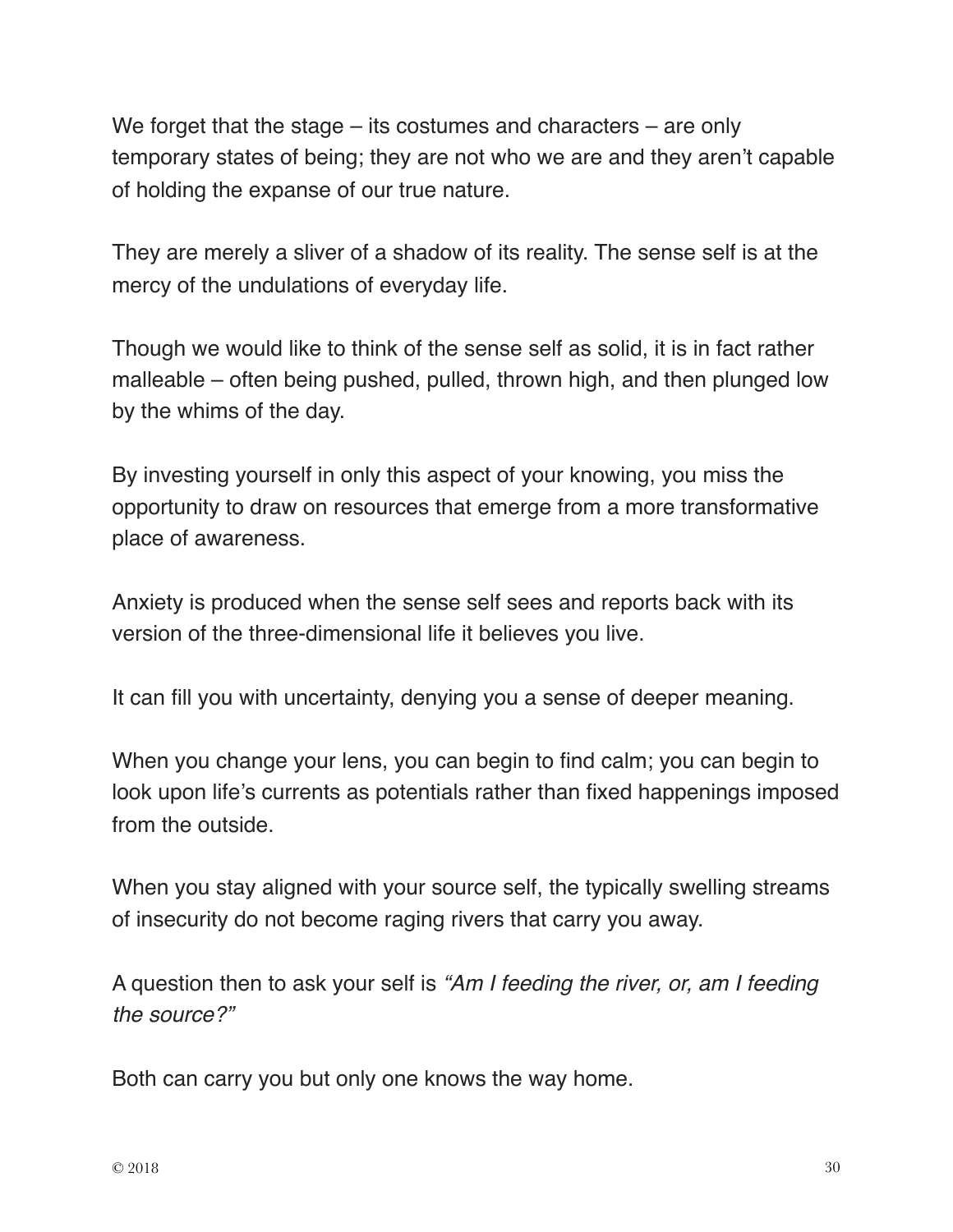We forget that the stage – its costumes and characters – are only temporary states of being; they are not who we are and they aren't capable of holding the expanse of our true nature.

They are merely a sliver of a shadow of its reality. The sense self is at the mercy of the undulations of everyday life.

Though we would like to think of the sense self as solid, it is in fact rather malleable – often being pushed, pulled, thrown high, and then plunged low by the whims of the day.

By investing yourself in only this aspect of your knowing, you miss the opportunity to draw on resources that emerge from a more transformative place of awareness.

Anxiety is produced when the sense self sees and reports back with its version of the three-dimensional life it believes you live.

It can fill you with uncertainty, denying you a sense of deeper meaning.

When you change your lens, you can begin to find calm; you can begin to look upon life's currents as potentials rather than fixed happenings imposed from the outside.

When you stay aligned with your source self, the typically swelling streams of insecurity do not become raging rivers that carry you away.

A question then to ask your self is *"Am I feeding the river, or, am I feeding the source?"*

Both can carry you but only one knows the way home.

© 2018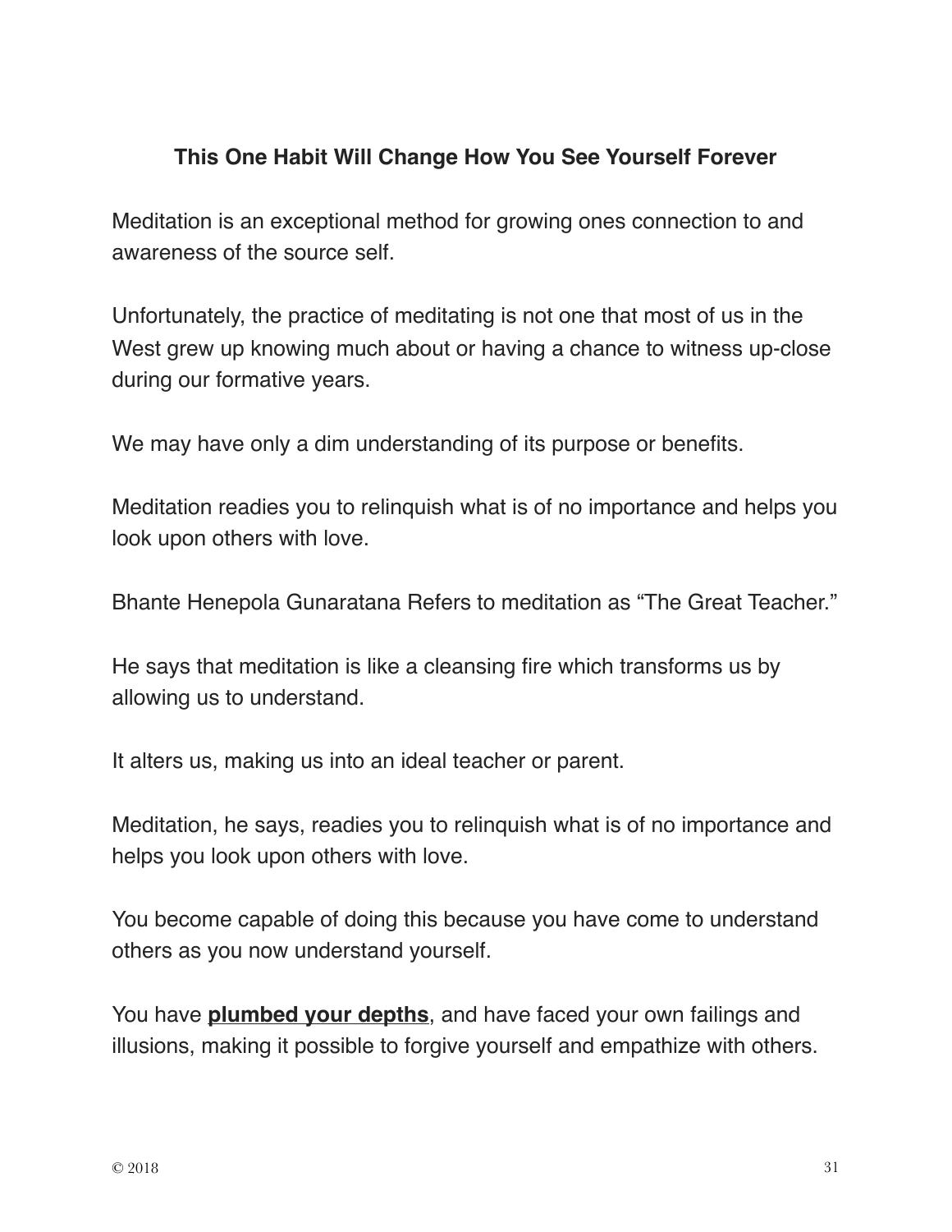## This One Habit Will Change How You See Yourself Forever

Meditation is an exceptional method for growing ones connection to and awareness of the source self.

Unfortunately, the practice of meditating is not one that most of us in the West grew up knowing much about or having a chance to witness up-close during our formative years.

We may have only a dim understanding of its purpose or benefits.

Meditation readies you to relinquish what is of no importance and helps you look upon others with love.

Bhante Henepola Gunaratana Refers to meditation as "The Great Teacher."

He says that meditation is like a cleansing fire which transforms us by allowing us to understand.

It alters us, making us into an ideal teacher or parent.

Meditation, he says, readies you to relinquish what is of no importance and helps you look upon others with love.

You become capable of doing this because you have come to understand others as you now understand yourself.

You have **plumbed your depths**, and have faced your own failings and illusions, making it possible to forgive yourself and empathize with others.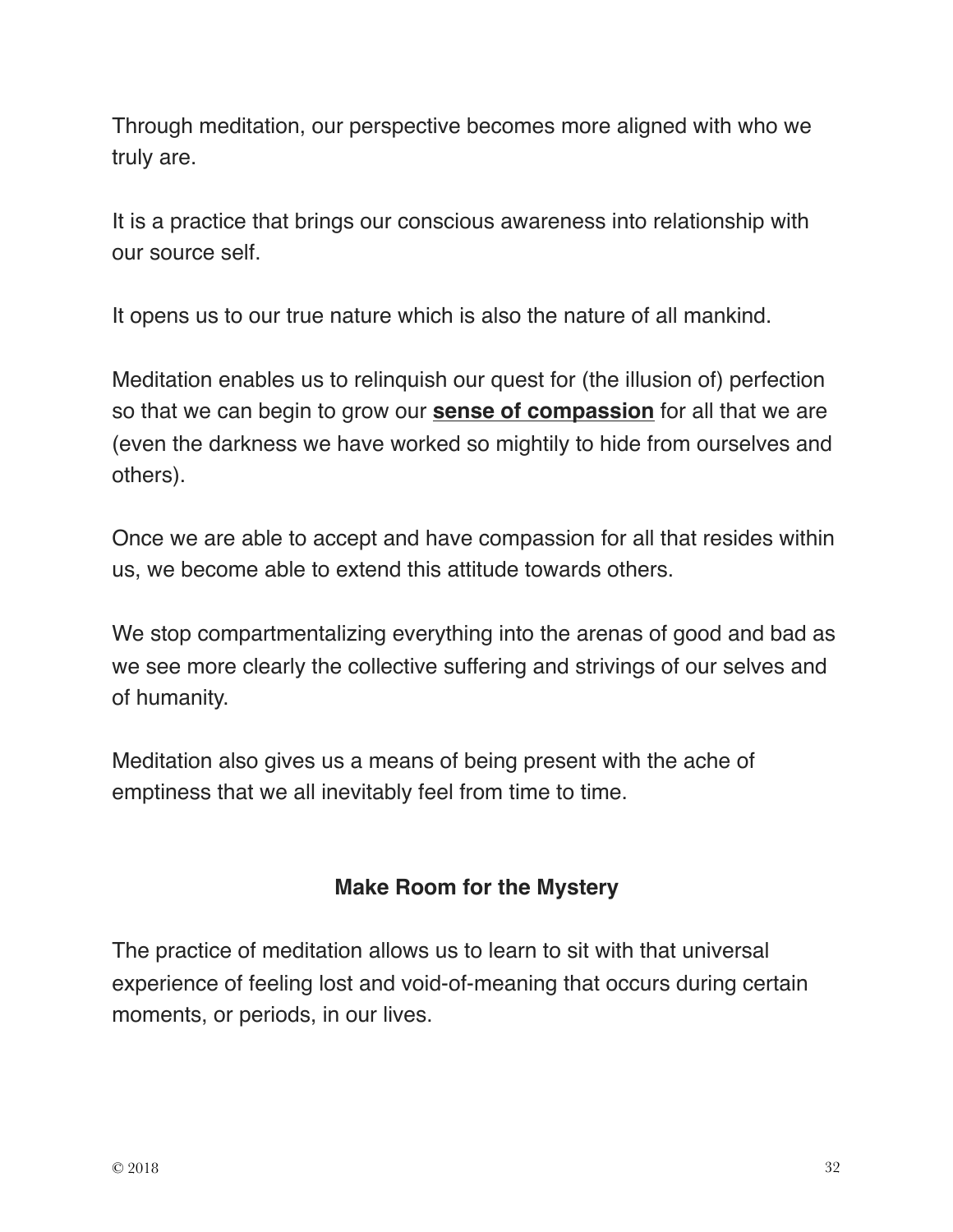Through meditation, our perspective becomes more aligned with who we truly are.

It is a practice that brings our conscious awareness into relationship with our source self.

It opens us to our true nature which is also the nature of all mankind.

Meditation enables us to relinquish our quest for (the illusion of) perfection so that we can begin to grow our <u>**sense of compassion**</u> for all that we are (even the darkness we have worked so mightily to hide from ourselves and others).

Once we are able to accept and have compassion for all that resides within us, we become able to extend this attitude towards others.

We stop compartmentalizing everything into the arenas of good and bad as we see more clearly the collective suffering and strivings of our selves and of humanity.

Meditation also gives us a means of being present with the ache of emptiness that we all inevitably feel from time to time.

### Make Room for the Mystery

The practice of meditation allows us to learn to sit with that universal experience of feeling lost and void-of-meaning that occurs during certain moments, or periods, in our lives.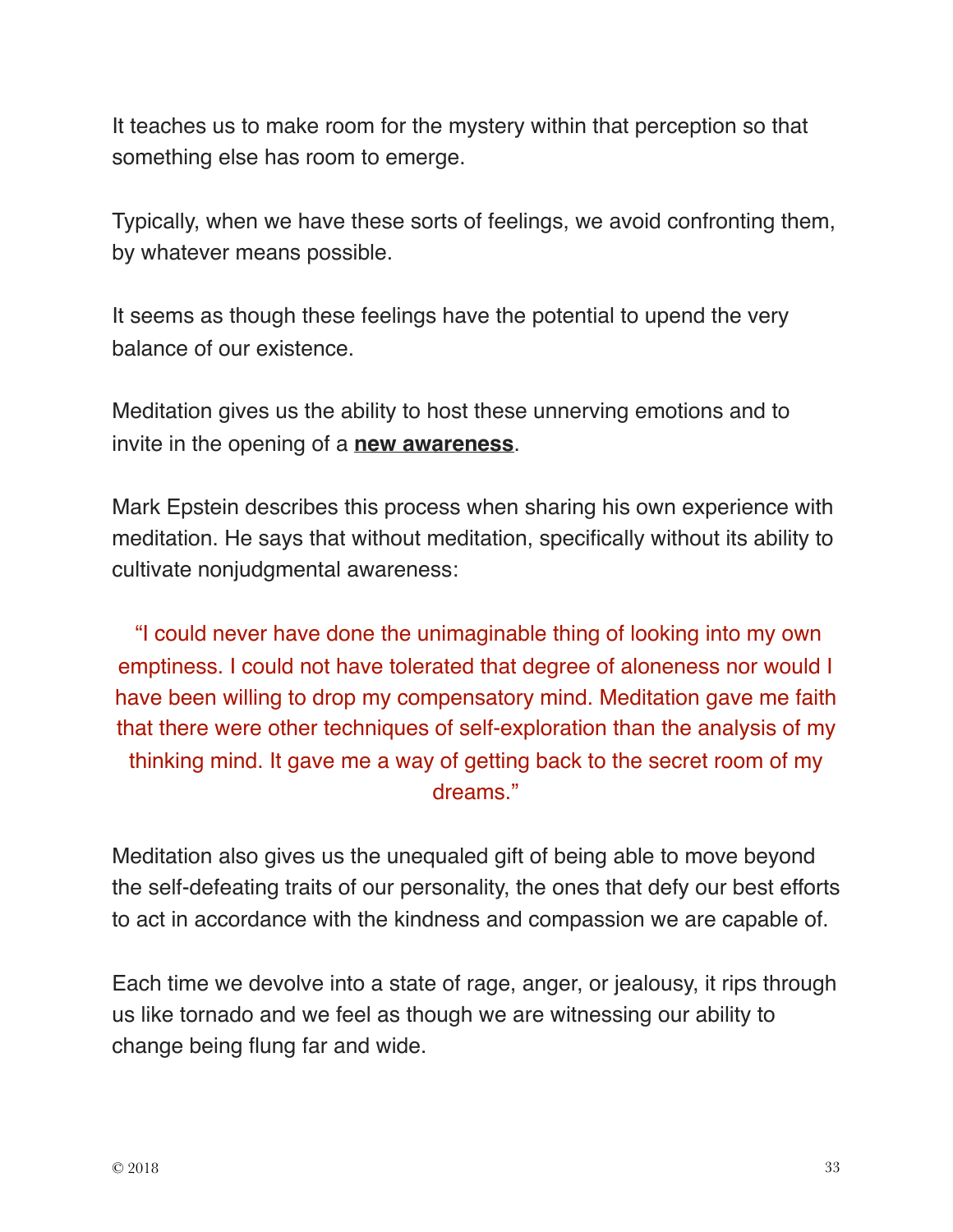It teaches us to make room for the mystery within that perception so that something else has room to emerge.

Typically, when we have these sorts of feelings, we avoid confronting them, by whatever means possible.

It seems as though these feelings have the potential to upend the very balance of our existence.

Meditation gives us the ability to host these unnerving emotions and to invite in the opening of a **new awareness**.

Mark Epstein describes this process when sharing his own experience with meditation. He says that without meditation, specifically without its ability to cultivate nonjudgmental awareness:

> "I could never have done the unimaginable thing of looking into my own emptiness. I could not have tolerated that degree of aloneness nor would I have been willing to drop my compensatory mind. Meditation gave me faith that there were other techniques of self-exploration than the analysis of my thinking mind. It gave me a way of getting back to the secret room of my dreams."

Meditation also gives us the unequaled gift of being able to move beyond the self-defeating traits of our personality, the ones that defy our best efforts to act in accordance with the kindness and compassion we are capable of.

Each time we devolve into a state of rage, anger, or jealousy, it rips through us like tornado and we feel as though we are witnessing our ability to change being flung far and wide.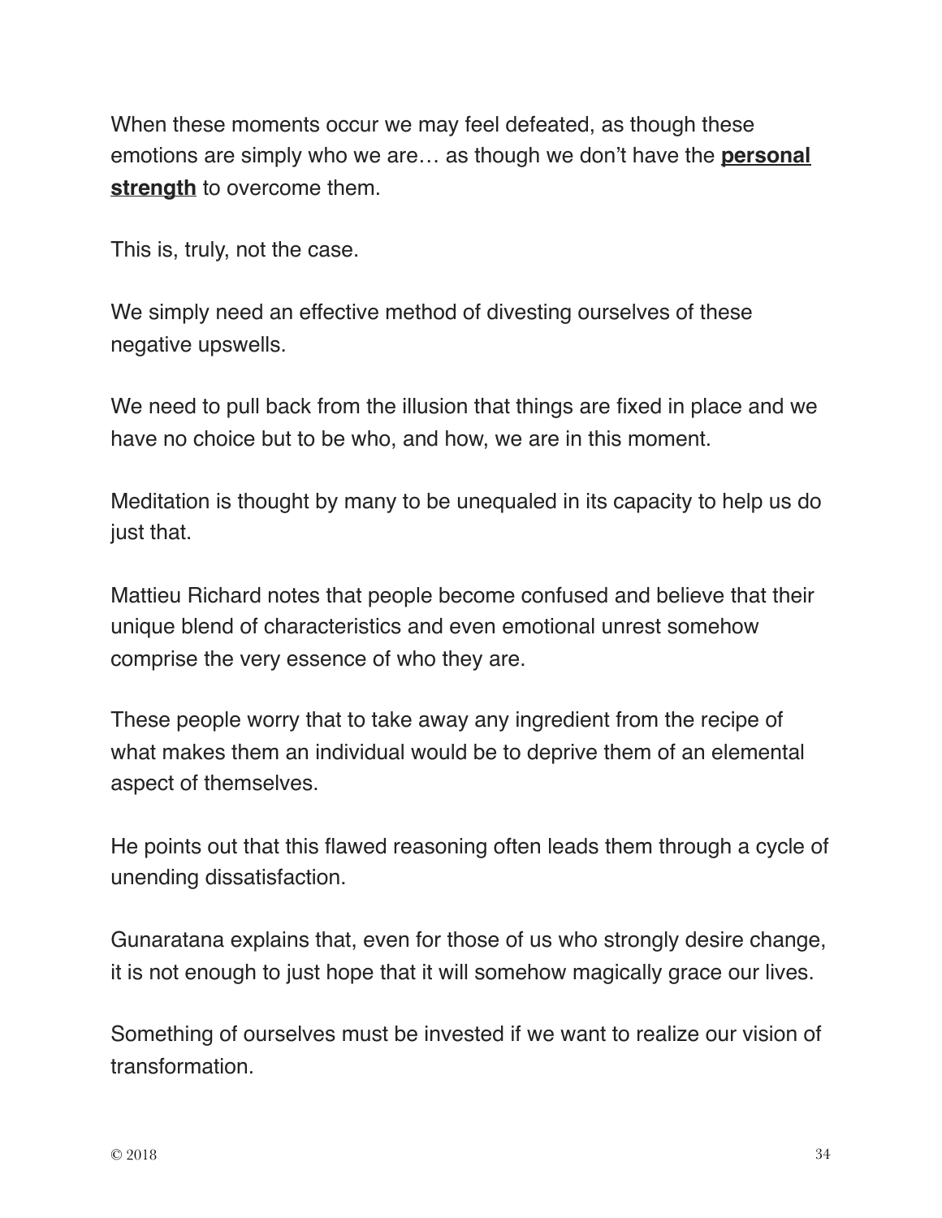When these moments occur we may feel defeated, as though these emotions are simply who we are… as though we don't have the **personal strength** to overcome them.

This is, truly, not the case.

We simply need an effective method of divesting ourselves of these negative upswells.

We need to pull back from the illusion that things are fixed in place and we have no choice but to be who, and how, we are in this moment.

Meditation is thought by many to be unequaled in its capacity to help us do just that.

Mattieu Richard notes that people become confused and believe that their unique blend of characteristics and even emotional unrest somehow comprise the very essence of who they are.

These people worry that to take away any ingredient from the recipe of what makes them an individual would be to deprive them of an elemental aspect of themselves.

He points out that this flawed reasoning often leads them through a cycle of unending dissatisfaction.

Gunaratana explains that, even for those of us who strongly desire change, it is not enough to just hope that it will somehow magically grace our lives.

Something of ourselves must be invested if we want to realize our vision of transformation.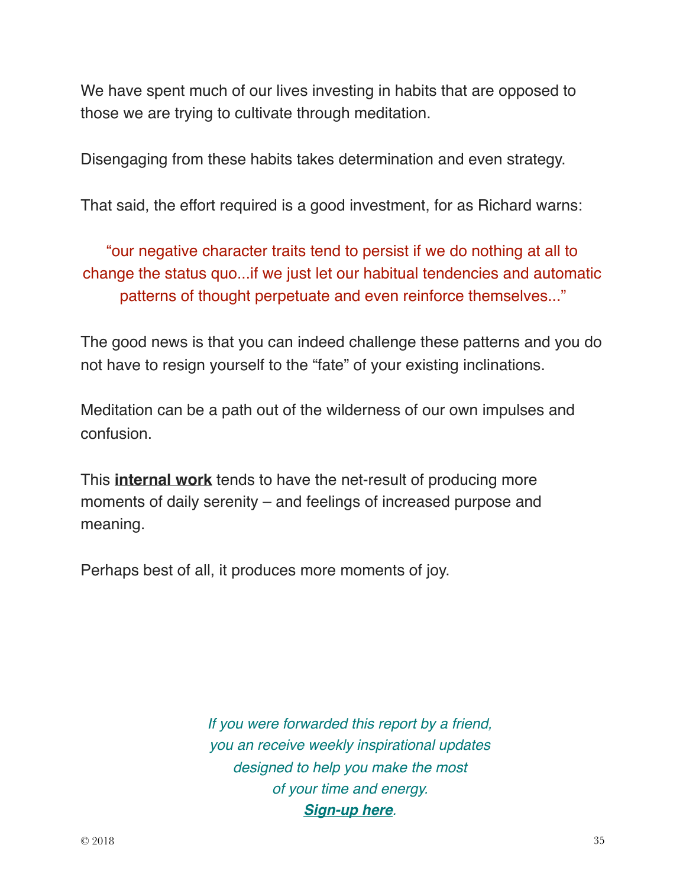We have spent much of our lives investing in habits that are opposed to those we are trying to cultivate through meditation.

Disengaging from these habits takes determination and even strategy.

That said, the effort required is a good investment, for as Richard warns:

> "our negative character traits tend to persist if we do nothing at all to change the status quo...if we just let our habitual tendencies and automatic patterns of thought perpetuate and even reinforce themselves..."

The good news is that you can indeed challenge these patterns and you do not have to resign yourself to the "fate" of your existing inclinations.

Meditation can be a path out of the wilderness of our own impulses and confusion.

This **internal work** tends to have the net-result of producing more moments of daily serenity – and feelings of increased purpose and meaning.

Perhaps best of all, it produces more moments of joy.

*If you were forwarded this report by a friend, you an receive weekly inspirational updates designed to help you make the most of your time and energy.*
***Sign-up here****.*

© 2018